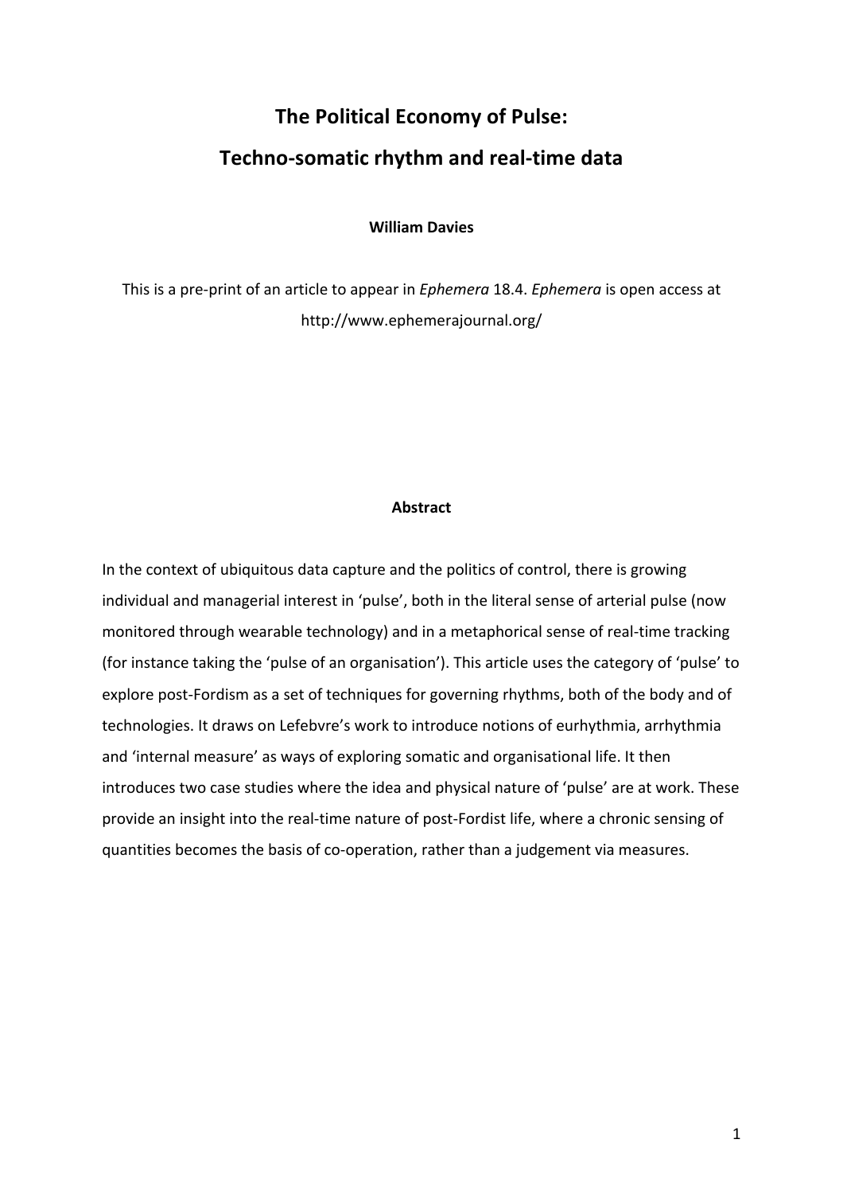# The Political Economy of Pulse:
# Techno-somatic rhythm and real-time data

**William Davies**

This is a pre-print of an article to appear in *Ephemera* 18.4. *Ephemera* is open access at http://www.ephemerajournal.org/

## Abstract

In the context of ubiquitous data capture and the politics of control, there is growing individual and managerial interest in 'pulse', both in the literal sense of arterial pulse (now monitored through wearable technology) and in a metaphorical sense of real-time tracking (for instance taking the 'pulse of an organisation'). This article uses the category of 'pulse' to explore post-Fordism as a set of techniques for governing rhythms, both of the body and of technologies. It draws on Lefebvre's work to introduce notions of eurhythmia, arrhythmia and 'internal measure' as ways of exploring somatic and organisational life. It then introduces two case studies where the idea and physical nature of 'pulse' are at work. These provide an insight into the real-time nature of post-Fordist life, where a chronic sensing of quantities becomes the basis of co-operation, rather than a judgement via measures.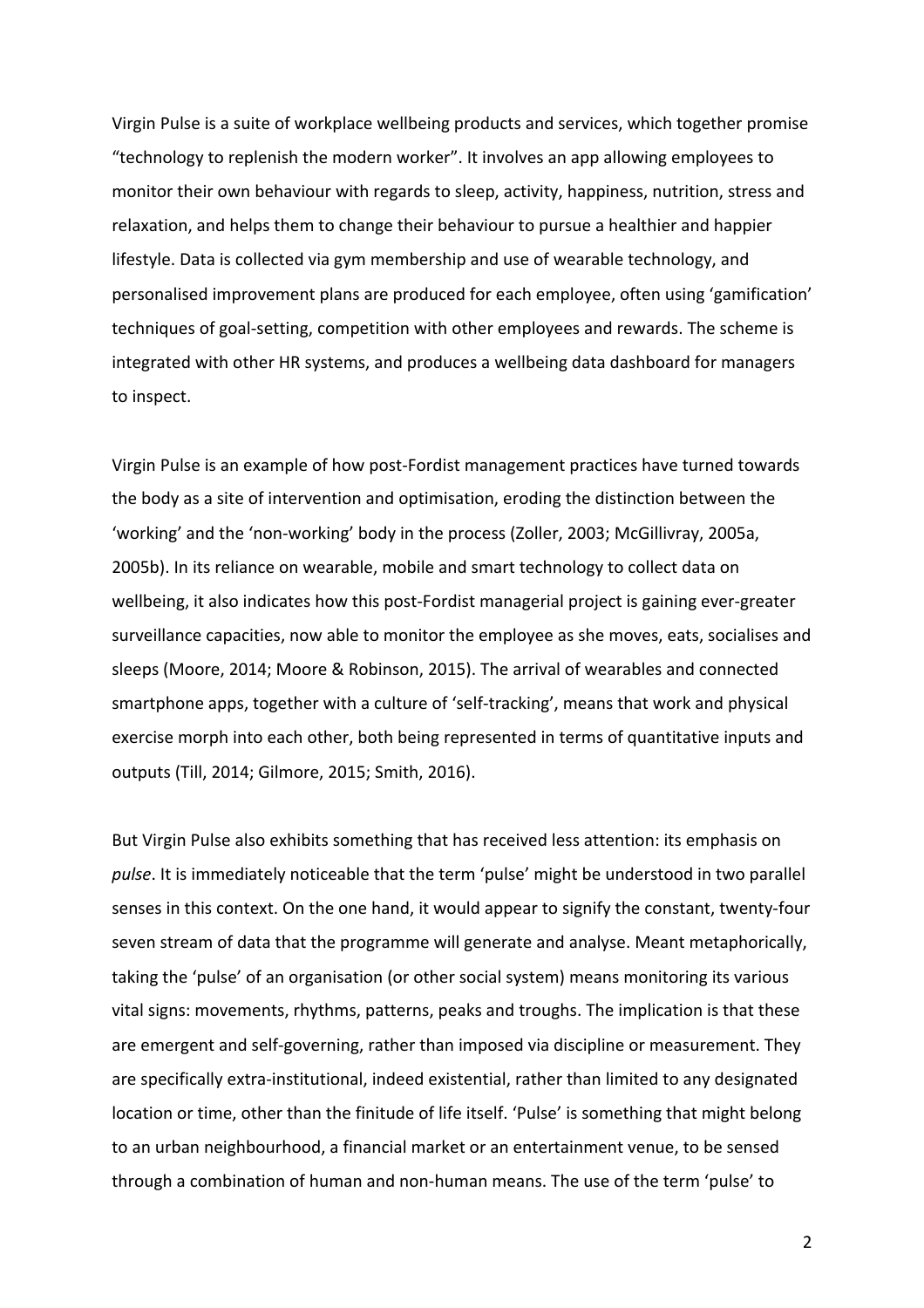Virgin Pulse is a suite of workplace wellbeing products and services, which together promise "technology to replenish the modern worker". It involves an app allowing employees to monitor their own behaviour with regards to sleep, activity, happiness, nutrition, stress and relaxation, and helps them to change their behaviour to pursue a healthier and happier lifestyle. Data is collected via gym membership and use of wearable technology, and personalised improvement plans are produced for each employee, often using 'gamification' techniques of goal-setting, competition with other employees and rewards. The scheme is integrated with other HR systems, and produces a wellbeing data dashboard for managers to inspect.

Virgin Pulse is an example of how post-Fordist management practices have turned towards the body as a site of intervention and optimisation, eroding the distinction between the 'working' and the 'non-working' body in the process (Zoller, 2003; McGillivray, 2005a, 2005b). In its reliance on wearable, mobile and smart technology to collect data on wellbeing, it also indicates how this post-Fordist managerial project is gaining ever-greater surveillance capacities, now able to monitor the employee as she moves, eats, socialises and sleeps (Moore, 2014; Moore & Robinson, 2015). The arrival of wearables and connected smartphone apps, together with a culture of 'self-tracking', means that work and physical exercise morph into each other, both being represented in terms of quantitative inputs and outputs (Till, 2014; Gilmore, 2015; Smith, 2016).

But Virgin Pulse also exhibits something that has received less attention: its emphasis on *pulse*. It is immediately noticeable that the term 'pulse' might be understood in two parallel senses in this context. On the one hand, it would appear to signify the constant, twenty-four seven stream of data that the programme will generate and analyse. Meant metaphorically, taking the 'pulse' of an organisation (or other social system) means monitoring its various vital signs: movements, rhythms, patterns, peaks and troughs. The implication is that these are emergent and self-governing, rather than imposed via discipline or measurement. They are specifically extra-institutional, indeed existential, rather than limited to any designated location or time, other than the finitude of life itself. 'Pulse' is something that might belong to an urban neighbourhood, a financial market or an entertainment venue, to be sensed through a combination of human and non-human means. The use of the term 'pulse' to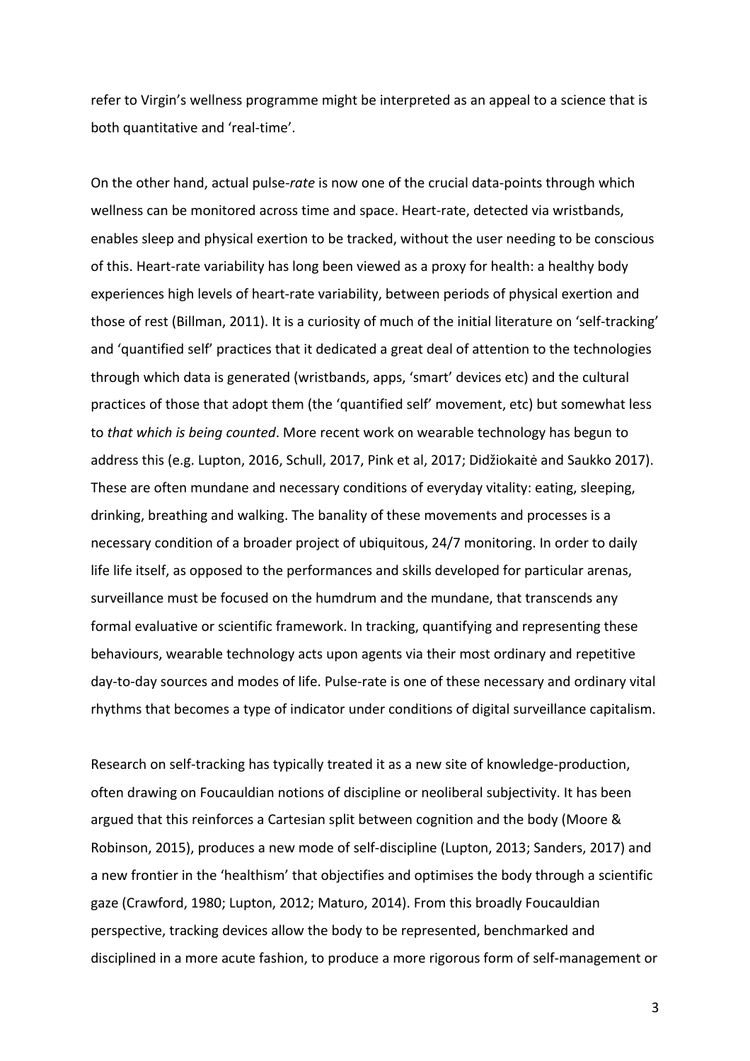refer to Virgin's wellness programme might be interpreted as an appeal to a science that is both quantitative and 'real-time'.

On the other hand, actual pulse-*rate* is now one of the crucial data-points through which wellness can be monitored across time and space. Heart-rate, detected via wristbands, enables sleep and physical exertion to be tracked, without the user needing to be conscious of this. Heart-rate variability has long been viewed as a proxy for health: a healthy body experiences high levels of heart-rate variability, between periods of physical exertion and those of rest (Billman, 2011). It is a curiosity of much of the initial literature on 'self-tracking' and 'quantified self' practices that it dedicated a great deal of attention to the technologies through which data is generated (wristbands, apps, 'smart' devices etc) and the cultural practices of those that adopt them (the 'quantified self' movement, etc) but somewhat less to *that which is being counted*. More recent work on wearable technology has begun to address this (e.g. Lupton, 2016, Schull, 2017, Pink et al, 2017; Didžiokaitė and Saukko 2017). These are often mundane and necessary conditions of everyday vitality: eating, sleeping, drinking, breathing and walking. The banality of these movements and processes is a necessary condition of a broader project of ubiquitous, 24/7 monitoring. In order to daily life life itself, as opposed to the performances and skills developed for particular arenas, surveillance must be focused on the humdrum and the mundane, that transcends any formal evaluative or scientific framework. In tracking, quantifying and representing these behaviours, wearable technology acts upon agents via their most ordinary and repetitive day-to-day sources and modes of life. Pulse-rate is one of these necessary and ordinary vital rhythms that becomes a type of indicator under conditions of digital surveillance capitalism.

Research on self-tracking has typically treated it as a new site of knowledge-production, often drawing on Foucauldian notions of discipline or neoliberal subjectivity. It has been argued that this reinforces a Cartesian split between cognition and the body (Moore & Robinson, 2015), produces a new mode of self-discipline (Lupton, 2013; Sanders, 2017) and a new frontier in the 'healthism' that objectifies and optimises the body through a scientific gaze (Crawford, 1980; Lupton, 2012; Maturo, 2014). From this broadly Foucauldian perspective, tracking devices allow the body to be represented, benchmarked and disciplined in a more acute fashion, to produce a more rigorous form of self-management or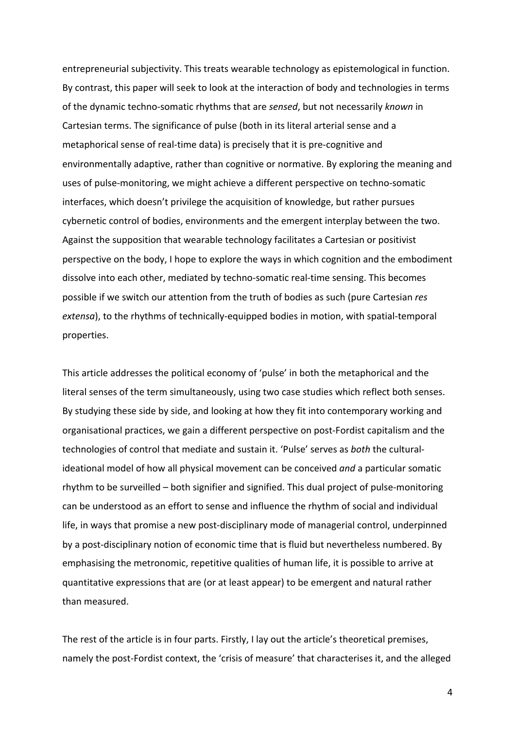entrepreneurial subjectivity. This treats wearable technology as epistemological in function. By contrast, this paper will seek to look at the interaction of body and technologies in terms of the dynamic techno-somatic rhythms that are *sensed*, but not necessarily *known* in Cartesian terms. The significance of pulse (both in its literal arterial sense and a metaphorical sense of real-time data) is precisely that it is pre-cognitive and environmentally adaptive, rather than cognitive or normative. By exploring the meaning and uses of pulse-monitoring, we might achieve a different perspective on techno-somatic interfaces, which doesn't privilege the acquisition of knowledge, but rather pursues cybernetic control of bodies, environments and the emergent interplay between the two. Against the supposition that wearable technology facilitates a Cartesian or positivist perspective on the body, I hope to explore the ways in which cognition and the embodiment dissolve into each other, mediated by techno-somatic real-time sensing. This becomes possible if we switch our attention from the truth of bodies as such (pure Cartesian *res extensa*), to the rhythms of technically-equipped bodies in motion, with spatial-temporal properties.

This article addresses the political economy of 'pulse' in both the metaphorical and the literal senses of the term simultaneously, using two case studies which reflect both senses. By studying these side by side, and looking at how they fit into contemporary working and organisational practices, we gain a different perspective on post-Fordist capitalism and the technologies of control that mediate and sustain it. 'Pulse' serves as *both* the cultural-ideational model of how all physical movement can be conceived *and* a particular somatic rhythm to be surveilled – both signifier and signified. This dual project of pulse-monitoring can be understood as an effort to sense and influence the rhythm of social and individual life, in ways that promise a new post-disciplinary mode of managerial control, underpinned by a post-disciplinary notion of economic time that is fluid but nevertheless numbered. By emphasising the metronomic, repetitive qualities of human life, it is possible to arrive at quantitative expressions that are (or at least appear) to be emergent and natural rather than measured.

The rest of the article is in four parts. Firstly, I lay out the article's theoretical premises, namely the post-Fordist context, the 'crisis of measure' that characterises it, and the alleged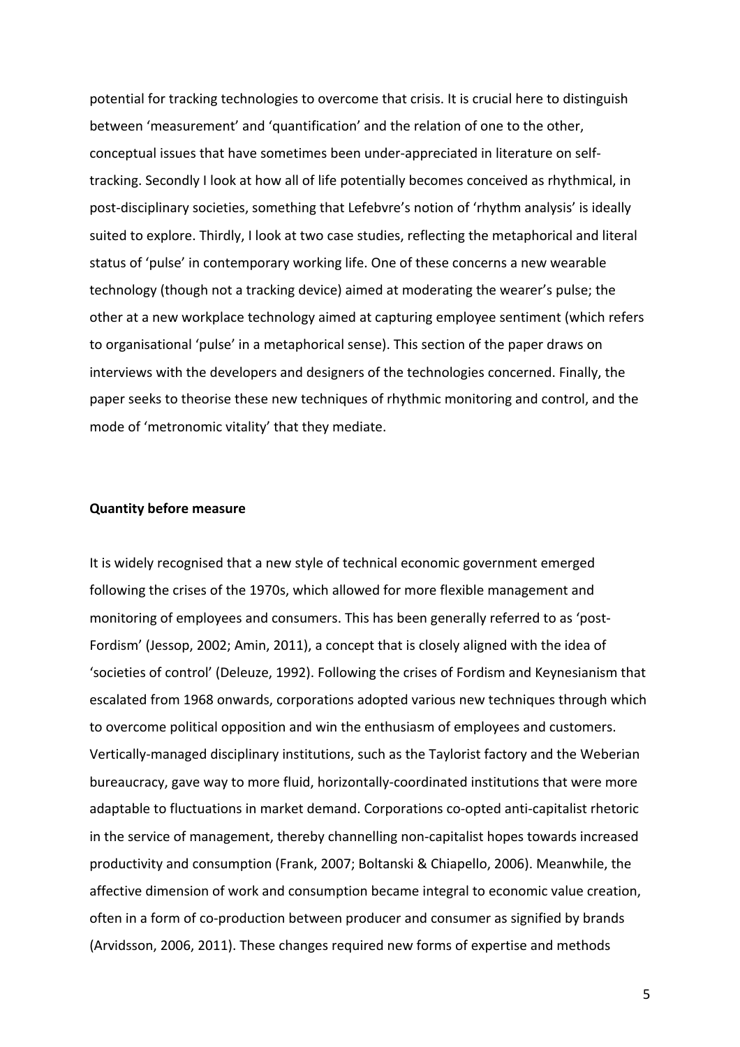potential for tracking technologies to overcome that crisis. It is crucial here to distinguish between 'measurement' and 'quantification' and the relation of one to the other, conceptual issues that have sometimes been under-appreciated in literature on self-tracking. Secondly I look at how all of life potentially becomes conceived as rhythmical, in post-disciplinary societies, something that Lefebvre's notion of 'rhythm analysis' is ideally suited to explore. Thirdly, I look at two case studies, reflecting the metaphorical and literal status of 'pulse' in contemporary working life. One of these concerns a new wearable technology (though not a tracking device) aimed at moderating the wearer's pulse; the other at a new workplace technology aimed at capturing employee sentiment (which refers to organisational 'pulse' in a metaphorical sense). This section of the paper draws on interviews with the developers and designers of the technologies concerned. Finally, the paper seeks to theorise these new techniques of rhythmic monitoring and control, and the mode of 'metronomic vitality' that they mediate.

**Quantity before measure**

It is widely recognised that a new style of technical economic government emerged following the crises of the 1970s, which allowed for more flexible management and monitoring of employees and consumers. This has been generally referred to as 'post-Fordism' (Jessop, 2002; Amin, 2011), a concept that is closely aligned with the idea of 'societies of control' (Deleuze, 1992). Following the crises of Fordism and Keynesianism that escalated from 1968 onwards, corporations adopted various new techniques through which to overcome political opposition and win the enthusiasm of employees and customers. Vertically-managed disciplinary institutions, such as the Taylorist factory and the Weberian bureaucracy, gave way to more fluid, horizontally-coordinated institutions that were more adaptable to fluctuations in market demand. Corporations co-opted anti-capitalist rhetoric in the service of management, thereby channelling non-capitalist hopes towards increased productivity and consumption (Frank, 2007; Boltanski & Chiapello, 2006). Meanwhile, the affective dimension of work and consumption became integral to economic value creation, often in a form of co-production between producer and consumer as signified by brands (Arvidsson, 2006, 2011). These changes required new forms of expertise and methods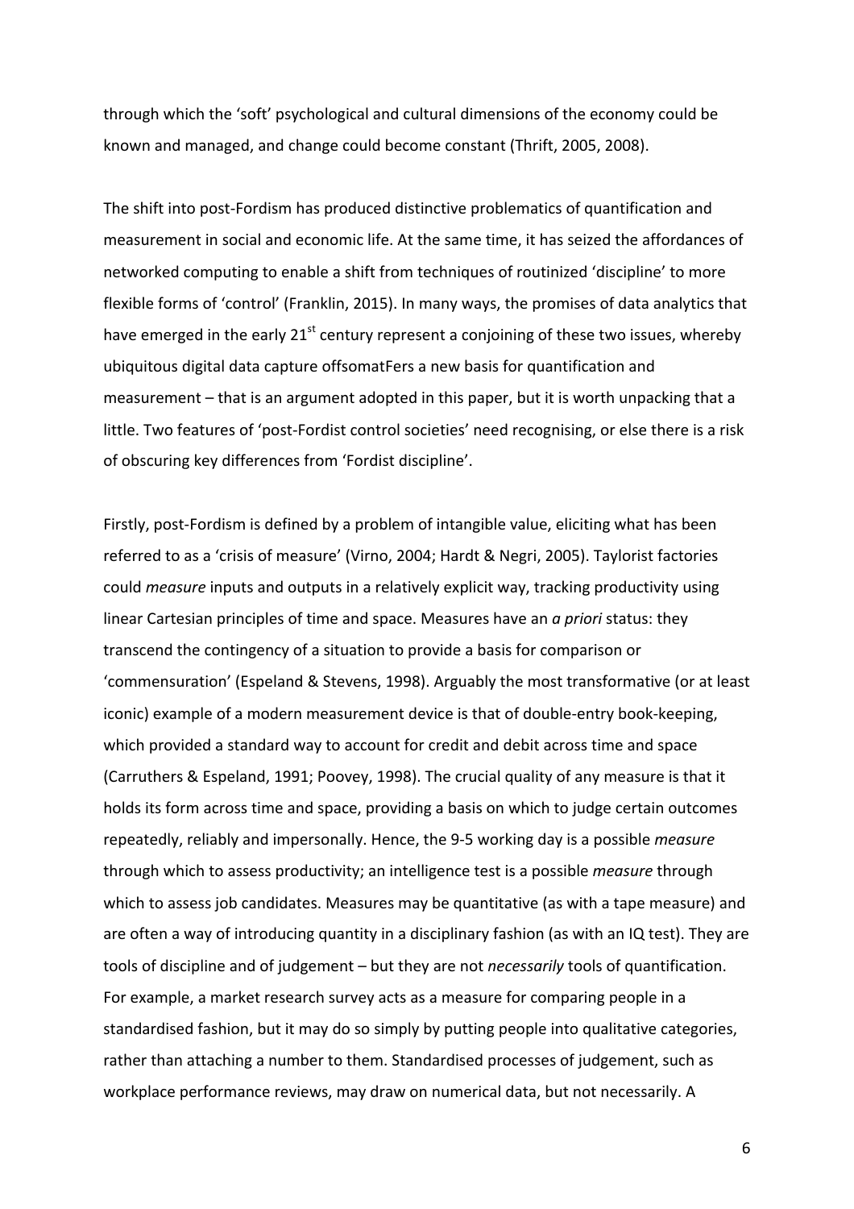through which the 'soft' psychological and cultural dimensions of the economy could be known and managed, and change could become constant (Thrift, 2005, 2008).

The shift into post-Fordism has produced distinctive problematics of quantification and measurement in social and economic life. At the same time, it has seized the affordances of networked computing to enable a shift from techniques of routinized 'discipline' to more flexible forms of 'control' (Franklin, 2015). In many ways, the promises of data analytics that have emerged in the early 21st century represent a conjoining of these two issues, whereby ubiquitous digital data capture offsomatFers a new basis for quantification and measurement – that is an argument adopted in this paper, but it is worth unpacking that a little. Two features of 'post-Fordist control societies' need recognising, or else there is a risk of obscuring key differences from 'Fordist discipline'.

Firstly, post-Fordism is defined by a problem of intangible value, eliciting what has been referred to as a 'crisis of measure' (Virno, 2004; Hardt & Negri, 2005). Taylorist factories could *measure* inputs and outputs in a relatively explicit way, tracking productivity using linear Cartesian principles of time and space. Measures have an *a priori* status: they transcend the contingency of a situation to provide a basis for comparison or 'commensuration' (Espeland & Stevens, 1998). Arguably the most transformative (or at least iconic) example of a modern measurement device is that of double-entry book-keeping, which provided a standard way to account for credit and debit across time and space (Carruthers & Espeland, 1991; Poovey, 1998). The crucial quality of any measure is that it holds its form across time and space, providing a basis on which to judge certain outcomes repeatedly, reliably and impersonally. Hence, the 9-5 working day is a possible *measure* through which to assess productivity; an intelligence test is a possible *measure* through which to assess job candidates. Measures may be quantitative (as with a tape measure) and are often a way of introducing quantity in a disciplinary fashion (as with an IQ test). They are tools of discipline and of judgement – but they are not *necessarily* tools of quantification. For example, a market research survey acts as a measure for comparing people in a standardised fashion, but it may do so simply by putting people into qualitative categories, rather than attaching a number to them. Standardised processes of judgement, such as workplace performance reviews, may draw on numerical data, but not necessarily. A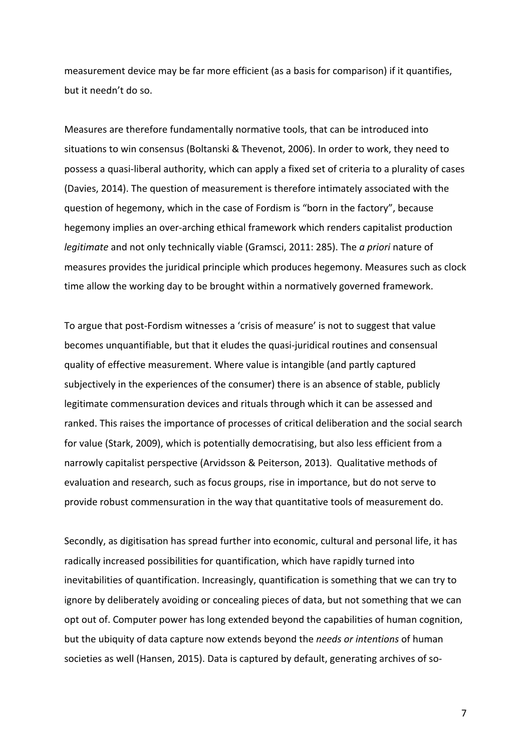measurement device may be far more efficient (as a basis for comparison) if it quantifies, but it needn't do so.

Measures are therefore fundamentally normative tools, that can be introduced into situations to win consensus (Boltanski & Thevenot, 2006). In order to work, they need to possess a quasi-liberal authority, which can apply a fixed set of criteria to a plurality of cases (Davies, 2014). The question of measurement is therefore intimately associated with the question of hegemony, which in the case of Fordism is "born in the factory", because hegemony implies an over-arching ethical framework which renders capitalist production *legitimate* and not only technically viable (Gramsci, 2011: 285). The *a priori* nature of measures provides the juridical principle which produces hegemony. Measures such as clock time allow the working day to be brought within a normatively governed framework.

To argue that post-Fordism witnesses a 'crisis of measure' is not to suggest that value becomes unquantifiable, but that it eludes the quasi-juridical routines and consensual quality of effective measurement. Where value is intangible (and partly captured subjectively in the experiences of the consumer) there is an absence of stable, publicly legitimate commensuration devices and rituals through which it can be assessed and ranked. This raises the importance of processes of critical deliberation and the social search for value (Stark, 2009), which is potentially democratising, but also less efficient from a narrowly capitalist perspective (Arvidsson & Peiterson, 2013). Qualitative methods of evaluation and research, such as focus groups, rise in importance, but do not serve to provide robust commensuration in the way that quantitative tools of measurement do.

Secondly, as digitisation has spread further into economic, cultural and personal life, it has radically increased possibilities for quantification, which have rapidly turned into inevitabilities of quantification. Increasingly, quantification is something that we can try to ignore by deliberately avoiding or concealing pieces of data, but not something that we can opt out of. Computer power has long extended beyond the capabilities of human cognition, but the ubiquity of data capture now extends beyond the *needs or intentions* of human societies as well (Hansen, 2015). Data is captured by default, generating archives of so-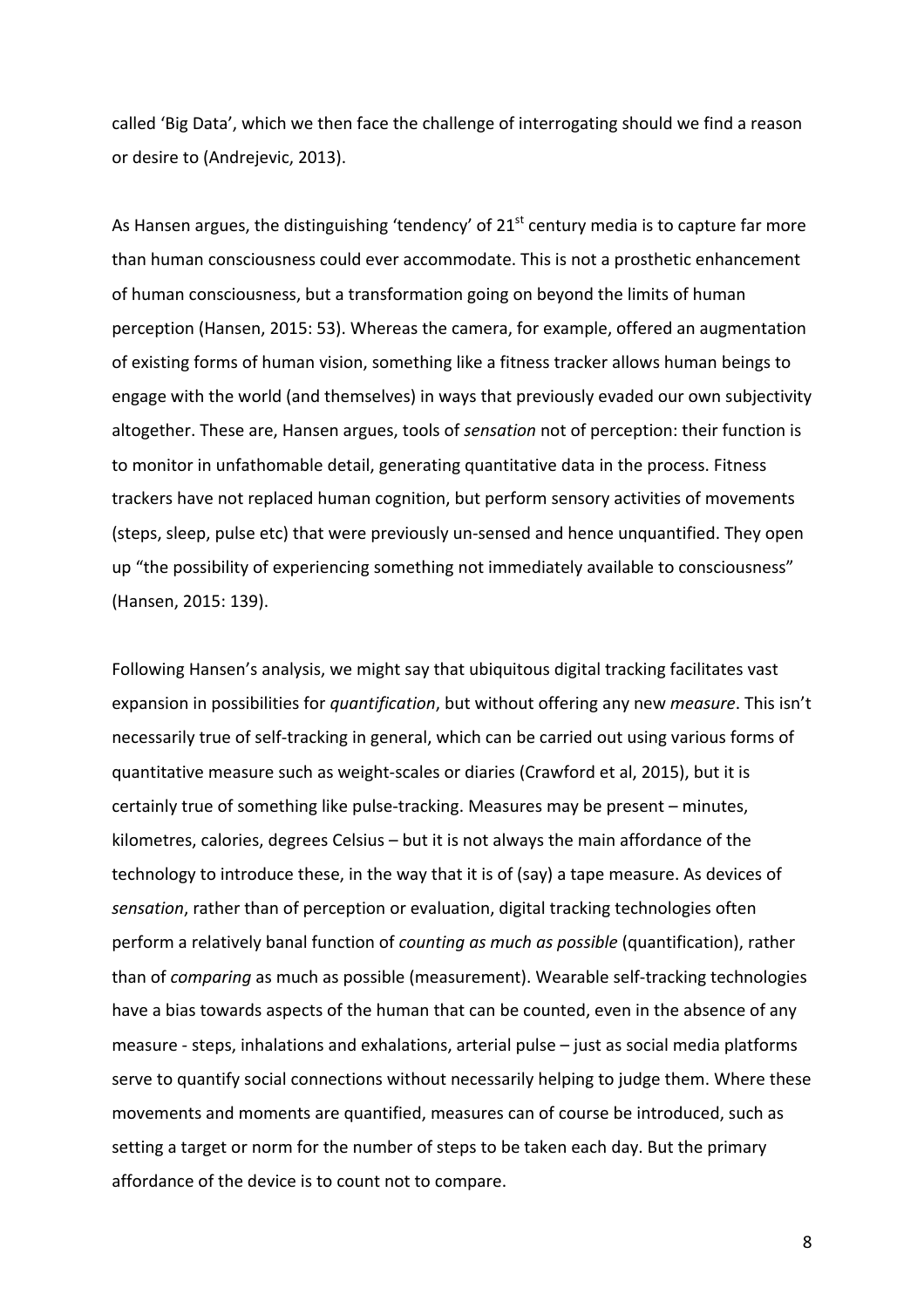called 'Big Data', which we then face the challenge of interrogating should we find a reason or desire to (Andrejevic, 2013).

As Hansen argues, the distinguishing 'tendency' of 21st century media is to capture far more than human consciousness could ever accommodate. This is not a prosthetic enhancement of human consciousness, but a transformation going on beyond the limits of human perception (Hansen, 2015: 53). Whereas the camera, for example, offered an augmentation of existing forms of human vision, something like a fitness tracker allows human beings to engage with the world (and themselves) in ways that previously evaded our own subjectivity altogether. These are, Hansen argues, tools of *sensation* not of perception: their function is to monitor in unfathomable detail, generating quantitative data in the process. Fitness trackers have not replaced human cognition, but perform sensory activities of movements (steps, sleep, pulse etc) that were previously un-sensed and hence unquantified. They open up "the possibility of experiencing something not immediately available to consciousness" (Hansen, 2015: 139).

Following Hansen's analysis, we might say that ubiquitous digital tracking facilitates vast expansion in possibilities for *quantification*, but without offering any new *measure*. This isn't necessarily true of self-tracking in general, which can be carried out using various forms of quantitative measure such as weight-scales or diaries (Crawford et al, 2015), but it is certainly true of something like pulse-tracking. Measures may be present – minutes, kilometres, calories, degrees Celsius – but it is not always the main affordance of the technology to introduce these, in the way that it is of (say) a tape measure. As devices of *sensation*, rather than of perception or evaluation, digital tracking technologies often perform a relatively banal function of *counting as much as possible* (quantification), rather than of *comparing* as much as possible (measurement). Wearable self-tracking technologies have a bias towards aspects of the human that can be counted, even in the absence of any measure - steps, inhalations and exhalations, arterial pulse – just as social media platforms serve to quantify social connections without necessarily helping to judge them. Where these movements and moments are quantified, measures can of course be introduced, such as setting a target or norm for the number of steps to be taken each day. But the primary affordance of the device is to count not to compare.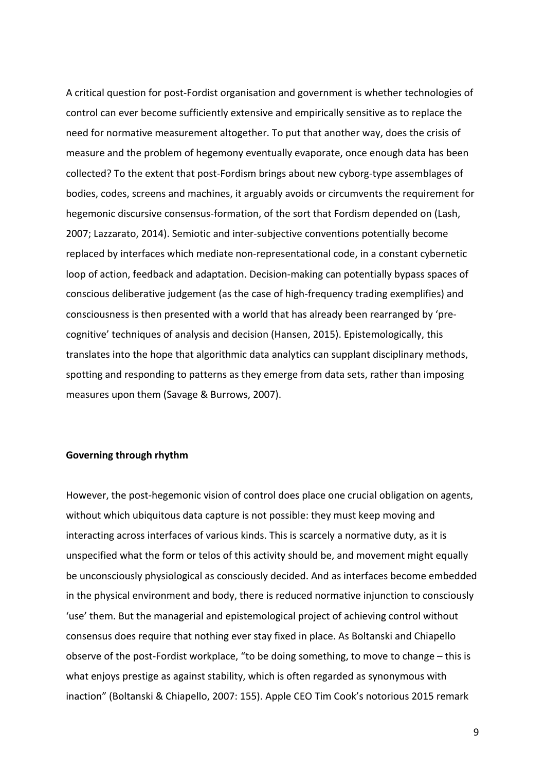A critical question for post-Fordist organisation and government is whether technologies of control can ever become sufficiently extensive and empirically sensitive as to replace the need for normative measurement altogether. To put that another way, does the crisis of measure and the problem of hegemony eventually evaporate, once enough data has been collected? To the extent that post-Fordism brings about new cyborg-type assemblages of bodies, codes, screens and machines, it arguably avoids or circumvents the requirement for hegemonic discursive consensus-formation, of the sort that Fordism depended on (Lash, 2007; Lazzarato, 2014). Semiotic and inter-subjective conventions potentially become replaced by interfaces which mediate non-representational code, in a constant cybernetic loop of action, feedback and adaptation. Decision-making can potentially bypass spaces of conscious deliberative judgement (as the case of high-frequency trading exemplifies) and consciousness is then presented with a world that has already been rearranged by 'pre-cognitive' techniques of analysis and decision (Hansen, 2015). Epistemologically, this translates into the hope that algorithmic data analytics can supplant disciplinary methods, spotting and responding to patterns as they emerge from data sets, rather than imposing measures upon them (Savage & Burrows, 2007).

**Governing through rhythm**

However, the post-hegemonic vision of control does place one crucial obligation on agents, without which ubiquitous data capture is not possible: they must keep moving and interacting across interfaces of various kinds. This is scarcely a normative duty, as it is unspecified what the form or telos of this activity should be, and movement might equally be unconsciously physiological as consciously decided. And as interfaces become embedded in the physical environment and body, there is reduced normative injunction to consciously 'use' them. But the managerial and epistemological project of achieving control without consensus does require that nothing ever stay fixed in place. As Boltanski and Chiapello observe of the post-Fordist workplace, "to be doing something, to move to change – this is what enjoys prestige as against stability, which is often regarded as synonymous with inaction" (Boltanski & Chiapello, 2007: 155). Apple CEO Tim Cook's notorious 2015 remark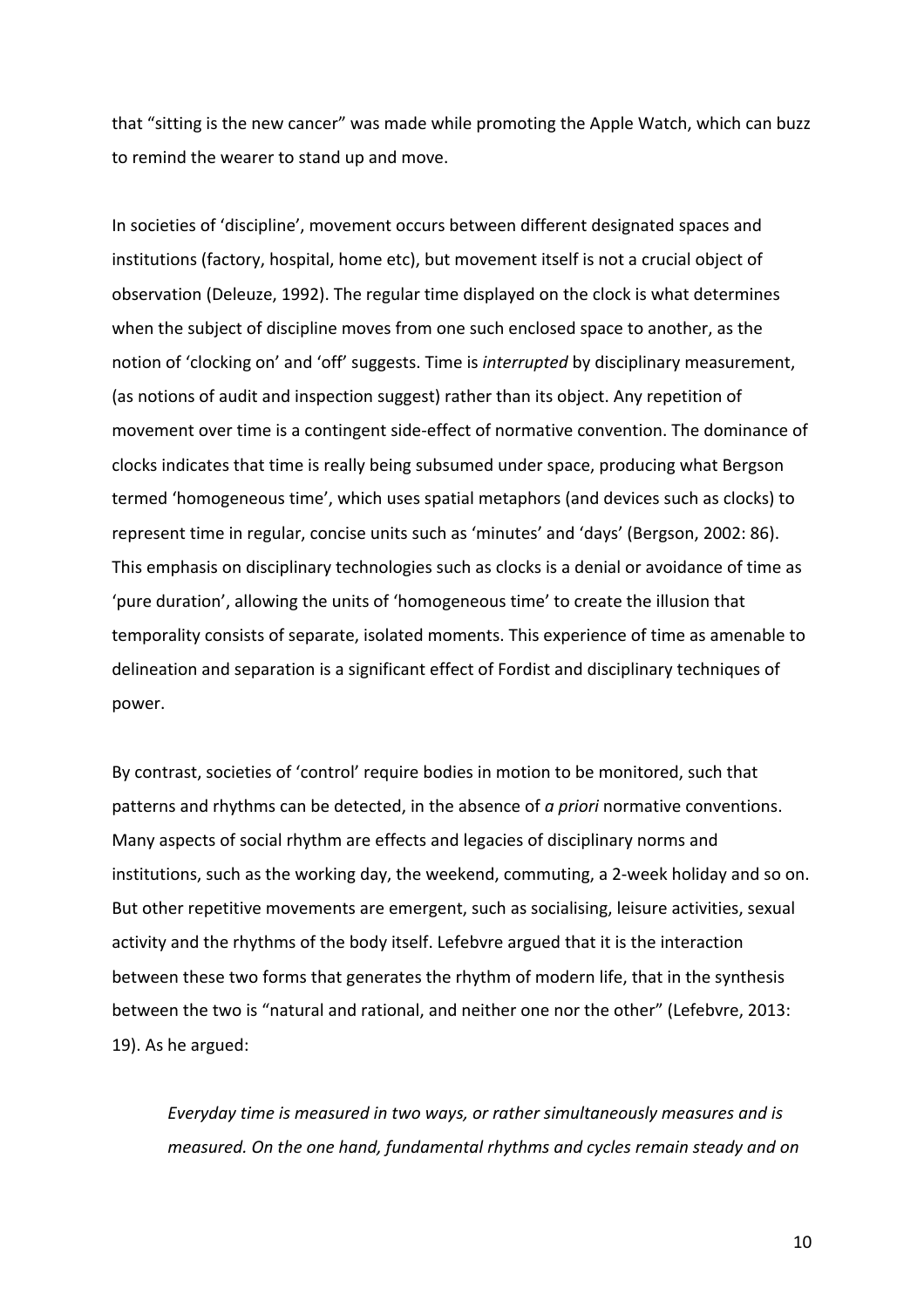that "sitting is the new cancer" was made while promoting the Apple Watch, which can buzz to remind the wearer to stand up and move.

In societies of 'discipline', movement occurs between different designated spaces and institutions (factory, hospital, home etc), but movement itself is not a crucial object of observation (Deleuze, 1992). The regular time displayed on the clock is what determines when the subject of discipline moves from one such enclosed space to another, as the notion of 'clocking on' and 'off' suggests. Time is *interrupted* by disciplinary measurement, (as notions of audit and inspection suggest) rather than its object. Any repetition of movement over time is a contingent side-effect of normative convention. The dominance of clocks indicates that time is really being subsumed under space, producing what Bergson termed 'homogeneous time', which uses spatial metaphors (and devices such as clocks) to represent time in regular, concise units such as 'minutes' and 'days' (Bergson, 2002: 86). This emphasis on disciplinary technologies such as clocks is a denial or avoidance of time as 'pure duration', allowing the units of 'homogeneous time' to create the illusion that temporality consists of separate, isolated moments. This experience of time as amenable to delineation and separation is a significant effect of Fordist and disciplinary techniques of power.

By contrast, societies of 'control' require bodies in motion to be monitored, such that patterns and rhythms can be detected, in the absence of *a priori* normative conventions. Many aspects of social rhythm are effects and legacies of disciplinary norms and institutions, such as the working day, the weekend, commuting, a 2-week holiday and so on. But other repetitive movements are emergent, such as socialising, leisure activities, sexual activity and the rhythms of the body itself. Lefebvre argued that it is the interaction between these two forms that generates the rhythm of modern life, that in the synthesis between the two is "natural and rational, and neither one nor the other" (Lefebvre, 2013: 19). As he argued:

> *Everyday time is measured in two ways, or rather simultaneously measures and is measured. On the one hand, fundamental rhythms and cycles remain steady and on*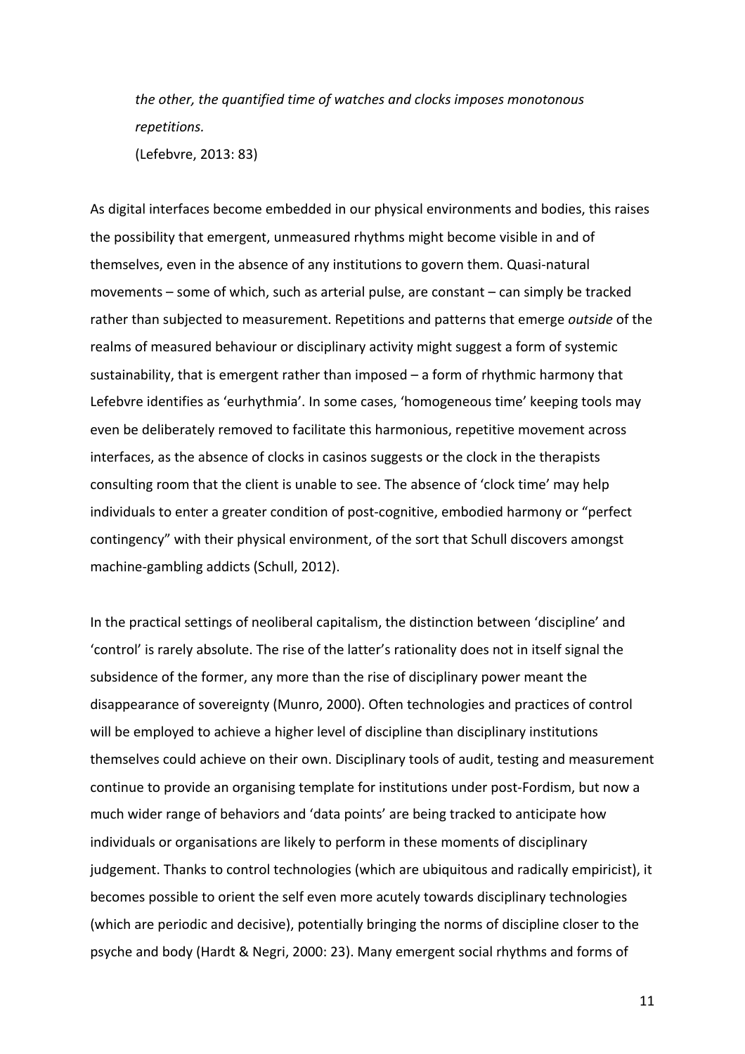*the other, the quantified time of watches and clocks imposes monotonous repetitions.*

(Lefebvre, 2013: 83)

As digital interfaces become embedded in our physical environments and bodies, this raises the possibility that emergent, unmeasured rhythms might become visible in and of themselves, even in the absence of any institutions to govern them. Quasi-natural movements – some of which, such as arterial pulse, are constant – can simply be tracked rather than subjected to measurement. Repetitions and patterns that emerge *outside* of the realms of measured behaviour or disciplinary activity might suggest a form of systemic sustainability, that is emergent rather than imposed – a form of rhythmic harmony that Lefebvre identifies as 'eurhythmia'. In some cases, 'homogeneous time' keeping tools may even be deliberately removed to facilitate this harmonious, repetitive movement across interfaces, as the absence of clocks in casinos suggests or the clock in the therapists consulting room that the client is unable to see. The absence of 'clock time' may help individuals to enter a greater condition of post-cognitive, embodied harmony or "perfect contingency" with their physical environment, of the sort that Schull discovers amongst machine-gambling addicts (Schull, 2012).

In the practical settings of neoliberal capitalism, the distinction between 'discipline' and 'control' is rarely absolute. The rise of the latter's rationality does not in itself signal the subsidence of the former, any more than the rise of disciplinary power meant the disappearance of sovereignty (Munro, 2000). Often technologies and practices of control will be employed to achieve a higher level of discipline than disciplinary institutions themselves could achieve on their own. Disciplinary tools of audit, testing and measurement continue to provide an organising template for institutions under post-Fordism, but now a much wider range of behaviors and 'data points' are being tracked to anticipate how individuals or organisations are likely to perform in these moments of disciplinary judgement. Thanks to control technologies (which are ubiquitous and radically empiricist), it becomes possible to orient the self even more acutely towards disciplinary technologies (which are periodic and decisive), potentially bringing the norms of discipline closer to the psyche and body (Hardt & Negri, 2000: 23). Many emergent social rhythms and forms of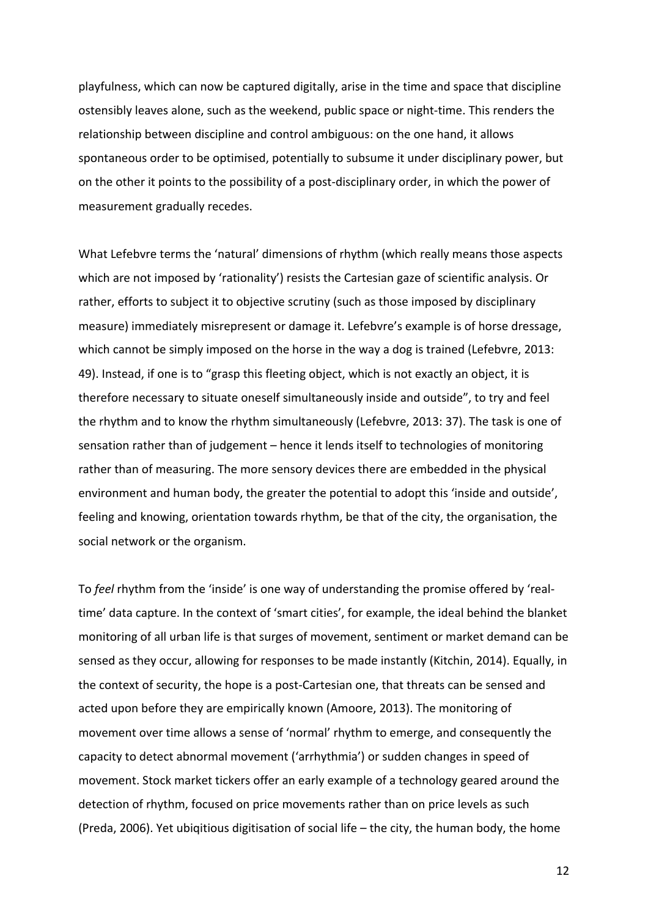playfulness, which can now be captured digitally, arise in the time and space that discipline ostensibly leaves alone, such as the weekend, public space or night-time. This renders the relationship between discipline and control ambiguous: on the one hand, it allows spontaneous order to be optimised, potentially to subsume it under disciplinary power, but on the other it points to the possibility of a post-disciplinary order, in which the power of measurement gradually recedes.

What Lefebvre terms the 'natural' dimensions of rhythm (which really means those aspects which are not imposed by 'rationality') resists the Cartesian gaze of scientific analysis. Or rather, efforts to subject it to objective scrutiny (such as those imposed by disciplinary measure) immediately misrepresent or damage it. Lefebvre's example is of horse dressage, which cannot be simply imposed on the horse in the way a dog is trained (Lefebvre, 2013: 49). Instead, if one is to "grasp this fleeting object, which is not exactly an object, it is therefore necessary to situate oneself simultaneously inside and outside", to try and feel the rhythm and to know the rhythm simultaneously (Lefebvre, 2013: 37). The task is one of sensation rather than of judgement – hence it lends itself to technologies of monitoring rather than of measuring. The more sensory devices there are embedded in the physical environment and human body, the greater the potential to adopt this 'inside and outside', feeling and knowing, orientation towards rhythm, be that of the city, the organisation, the social network or the organism.

To *feel* rhythm from the 'inside' is one way of understanding the promise offered by 'real-time' data capture. In the context of 'smart cities', for example, the ideal behind the blanket monitoring of all urban life is that surges of movement, sentiment or market demand can be sensed as they occur, allowing for responses to be made instantly (Kitchin, 2014). Equally, in the context of security, the hope is a post-Cartesian one, that threats can be sensed and acted upon before they are empirically known (Amoore, 2013). The monitoring of movement over time allows a sense of 'normal' rhythm to emerge, and consequently the capacity to detect abnormal movement ('arrhythmia') or sudden changes in speed of movement. Stock market tickers offer an early example of a technology geared around the detection of rhythm, focused on price movements rather than on price levels as such (Preda, 2006). Yet ubiqitious digitisation of social life – the city, the human body, the home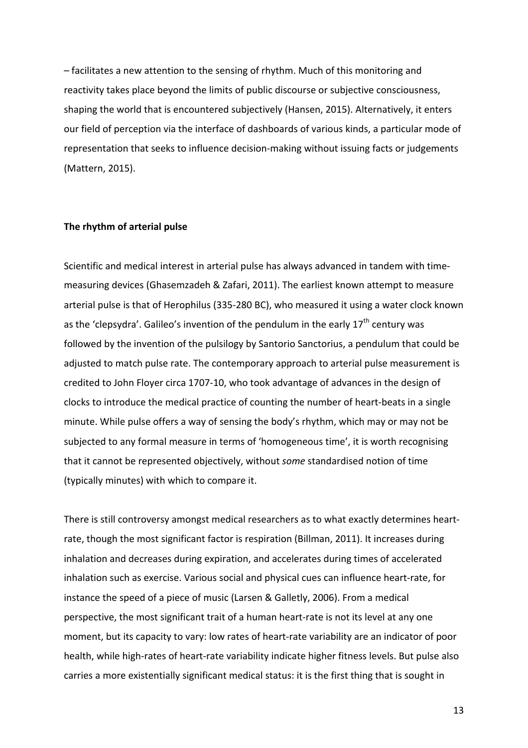– facilitates a new attention to the sensing of rhythm. Much of this monitoring and reactivity takes place beyond the limits of public discourse or subjective consciousness, shaping the world that is encountered subjectively (Hansen, 2015). Alternatively, it enters our field of perception via the interface of dashboards of various kinds, a particular mode of representation that seeks to influence decision-making without issuing facts or judgements (Mattern, 2015).

**The rhythm of arterial pulse**

Scientific and medical interest in arterial pulse has always advanced in tandem with time-measuring devices (Ghasemzadeh & Zafari, 2011). The earliest known attempt to measure arterial pulse is that of Herophilus (335-280 BC), who measured it using a water clock known as the 'clepsydra'. Galileo's invention of the pendulum in the early 17th century was followed by the invention of the pulsilogy by Santorio Sanctorius, a pendulum that could be adjusted to match pulse rate. The contemporary approach to arterial pulse measurement is credited to John Floyer circa 1707-10, who took advantage of advances in the design of clocks to introduce the medical practice of counting the number of heart-beats in a single minute. While pulse offers a way of sensing the body's rhythm, which may or may not be subjected to any formal measure in terms of 'homogeneous time', it is worth recognising that it cannot be represented objectively, without *some* standardised notion of time (typically minutes) with which to compare it.

There is still controversy amongst medical researchers as to what exactly determines heart-rate, though the most significant factor is respiration (Billman, 2011). It increases during inhalation and decreases during expiration, and accelerates during times of accelerated inhalation such as exercise. Various social and physical cues can influence heart-rate, for instance the speed of a piece of music (Larsen & Galletly, 2006). From a medical perspective, the most significant trait of a human heart-rate is not its level at any one moment, but its capacity to vary: low rates of heart-rate variability are an indicator of poor health, while high-rates of heart-rate variability indicate higher fitness levels. But pulse also carries a more existentially significant medical status: it is the first thing that is sought in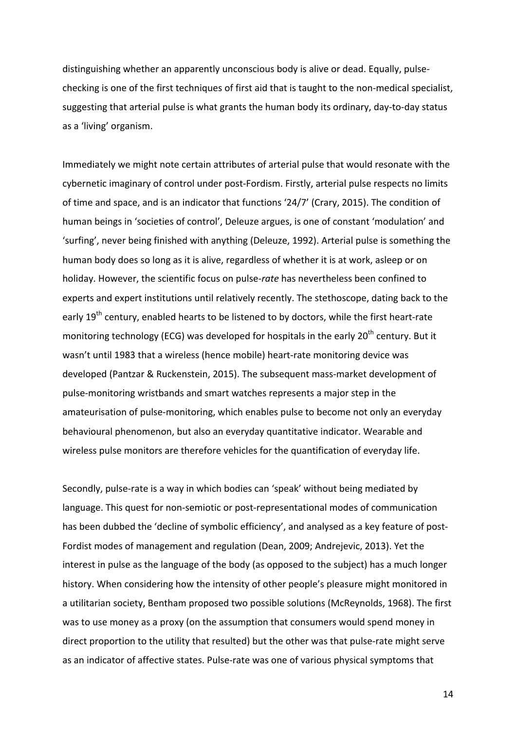distinguishing whether an apparently unconscious body is alive or dead. Equally, pulse-checking is one of the first techniques of first aid that is taught to the non-medical specialist, suggesting that arterial pulse is what grants the human body its ordinary, day-to-day status as a 'living' organism.

Immediately we might note certain attributes of arterial pulse that would resonate with the cybernetic imaginary of control under post-Fordism. Firstly, arterial pulse respects no limits of time and space, and is an indicator that functions '24/7' (Crary, 2015). The condition of human beings in 'societies of control', Deleuze argues, is one of constant 'modulation' and 'surfing', never being finished with anything (Deleuze, 1992). Arterial pulse is something the human body does so long as it is alive, regardless of whether it is at work, asleep or on holiday. However, the scientific focus on pulse-*rate* has nevertheless been confined to experts and expert institutions until relatively recently. The stethoscope, dating back to the early 19th century, enabled hearts to be listened to by doctors, while the first heart-rate monitoring technology (ECG) was developed for hospitals in the early 20th century. But it wasn't until 1983 that a wireless (hence mobile) heart-rate monitoring device was developed (Pantzar & Ruckenstein, 2015). The subsequent mass-market development of pulse-monitoring wristbands and smart watches represents a major step in the amateurisation of pulse-monitoring, which enables pulse to become not only an everyday behavioural phenomenon, but also an everyday quantitative indicator. Wearable and wireless pulse monitors are therefore vehicles for the quantification of everyday life.

Secondly, pulse-rate is a way in which bodies can 'speak' without being mediated by language. This quest for non-semiotic or post-representational modes of communication has been dubbed the 'decline of symbolic efficiency', and analysed as a key feature of post-Fordist modes of management and regulation (Dean, 2009; Andrejevic, 2013). Yet the interest in pulse as the language of the body (as opposed to the subject) has a much longer history. When considering how the intensity of other people's pleasure might monitored in a utilitarian society, Bentham proposed two possible solutions (McReynolds, 1968). The first was to use money as a proxy (on the assumption that consumers would spend money in direct proportion to the utility that resulted) but the other was that pulse-rate might serve as an indicator of affective states. Pulse-rate was one of various physical symptoms that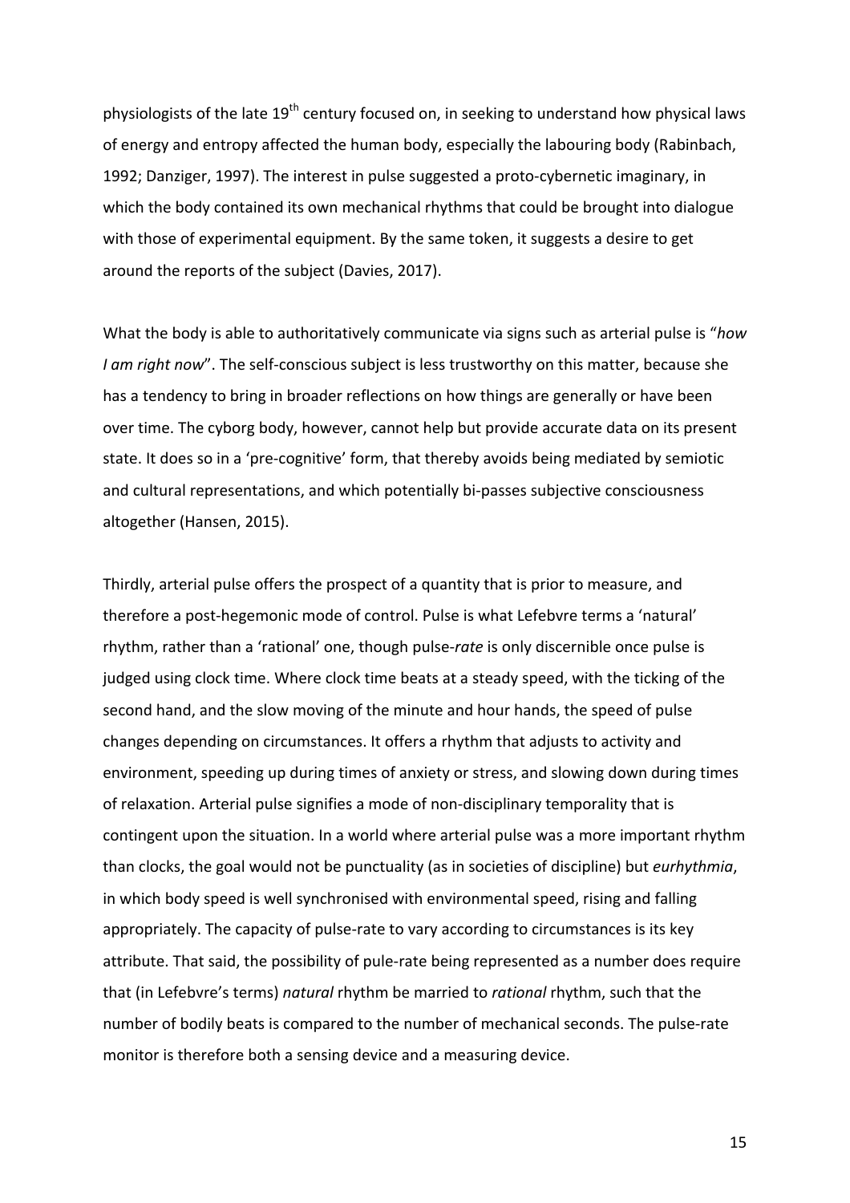physiologists of the late 19th century focused on, in seeking to understand how physical laws of energy and entropy affected the human body, especially the labouring body (Rabinbach, 1992; Danziger, 1997). The interest in pulse suggested a proto-cybernetic imaginary, in which the body contained its own mechanical rhythms that could be brought into dialogue with those of experimental equipment. By the same token, it suggests a desire to get around the reports of the subject (Davies, 2017).

What the body is able to authoritatively communicate via signs such as arterial pulse is "*how I am right now*". The self-conscious subject is less trustworthy on this matter, because she has a tendency to bring in broader reflections on how things are generally or have been over time. The cyborg body, however, cannot help but provide accurate data on its present state. It does so in a 'pre-cognitive' form, that thereby avoids being mediated by semiotic and cultural representations, and which potentially bi-passes subjective consciousness altogether (Hansen, 2015).

Thirdly, arterial pulse offers the prospect of a quantity that is prior to measure, and therefore a post-hegemonic mode of control. Pulse is what Lefebvre terms a 'natural' rhythm, rather than a 'rational' one, though pulse-*rate* is only discernible once pulse is judged using clock time. Where clock time beats at a steady speed, with the ticking of the second hand, and the slow moving of the minute and hour hands, the speed of pulse changes depending on circumstances. It offers a rhythm that adjusts to activity and environment, speeding up during times of anxiety or stress, and slowing down during times of relaxation. Arterial pulse signifies a mode of non-disciplinary temporality that is contingent upon the situation. In a world where arterial pulse was a more important rhythm than clocks, the goal would not be punctuality (as in societies of discipline) but *eurhythmia*, in which body speed is well synchronised with environmental speed, rising and falling appropriately. The capacity of pulse-rate to vary according to circumstances is its key attribute. That said, the possibility of pule-rate being represented as a number does require that (in Lefebvre's terms) *natural* rhythm be married to *rational* rhythm, such that the number of bodily beats is compared to the number of mechanical seconds. The pulse-rate monitor is therefore both a sensing device and a measuring device.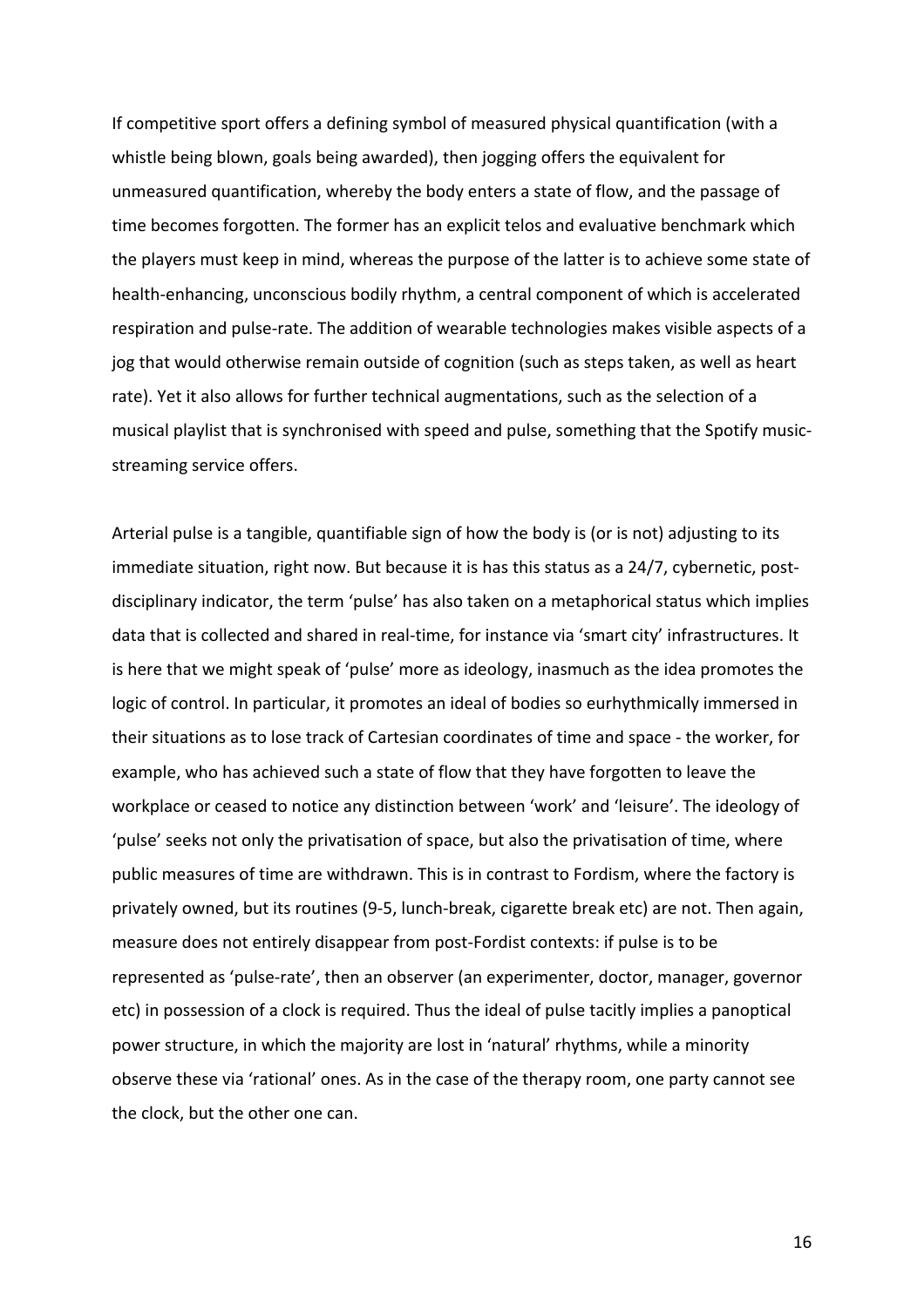If competitive sport offers a defining symbol of measured physical quantification (with a whistle being blown, goals being awarded), then jogging offers the equivalent for unmeasured quantification, whereby the body enters a state of flow, and the passage of time becomes forgotten. The former has an explicit telos and evaluative benchmark which the players must keep in mind, whereas the purpose of the latter is to achieve some state of health-enhancing, unconscious bodily rhythm, a central component of which is accelerated respiration and pulse-rate. The addition of wearable technologies makes visible aspects of a jog that would otherwise remain outside of cognition (such as steps taken, as well as heart rate). Yet it also allows for further technical augmentations, such as the selection of a musical playlist that is synchronised with speed and pulse, something that the Spotify music-streaming service offers.

Arterial pulse is a tangible, quantifiable sign of how the body is (or is not) adjusting to its immediate situation, right now. But because it is has this status as a 24/7, cybernetic, post-disciplinary indicator, the term 'pulse' has also taken on a metaphorical status which implies data that is collected and shared in real-time, for instance via 'smart city' infrastructures. It is here that we might speak of 'pulse' more as ideology, inasmuch as the idea promotes the logic of control. In particular, it promotes an ideal of bodies so eurhythmically immersed in their situations as to lose track of Cartesian coordinates of time and space - the worker, for example, who has achieved such a state of flow that they have forgotten to leave the workplace or ceased to notice any distinction between 'work' and 'leisure'. The ideology of 'pulse' seeks not only the privatisation of space, but also the privatisation of time, where public measures of time are withdrawn. This is in contrast to Fordism, where the factory is privately owned, but its routines (9-5, lunch-break, cigarette break etc) are not. Then again, measure does not entirely disappear from post-Fordist contexts: if pulse is to be represented as 'pulse-rate', then an observer (an experimenter, doctor, manager, governor etc) in possession of a clock is required. Thus the ideal of pulse tacitly implies a panoptical power structure, in which the majority are lost in 'natural' rhythms, while a minority observe these via 'rational' ones. As in the case of the therapy room, one party cannot see the clock, but the other one can.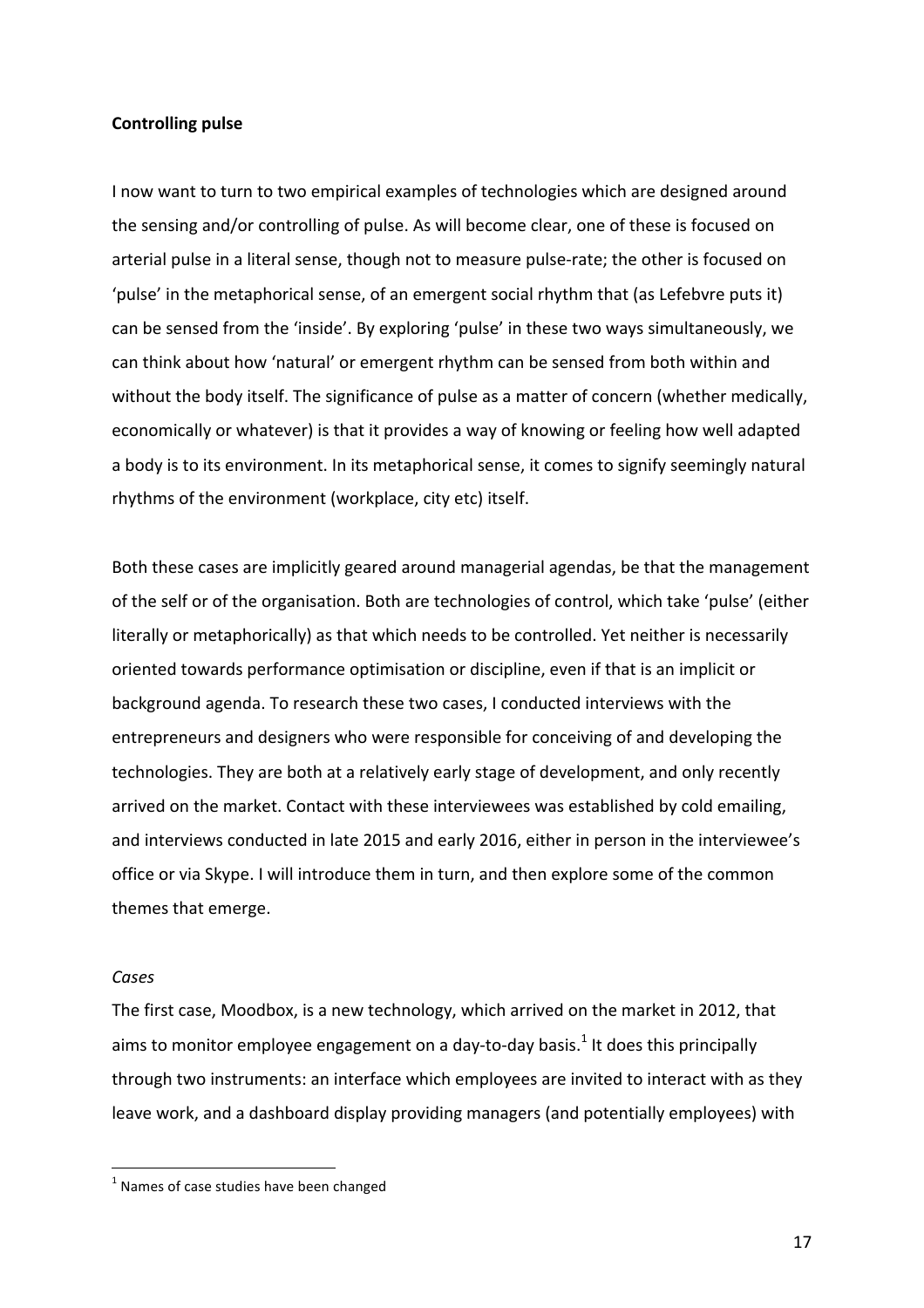**Controlling pulse**

I now want to turn to two empirical examples of technologies which are designed around the sensing and/or controlling of pulse. As will become clear, one of these is focused on arterial pulse in a literal sense, though not to measure pulse-rate; the other is focused on 'pulse' in the metaphorical sense, of an emergent social rhythm that (as Lefebvre puts it) can be sensed from the 'inside'. By exploring 'pulse' in these two ways simultaneously, we can think about how 'natural' or emergent rhythm can be sensed from both within and without the body itself. The significance of pulse as a matter of concern (whether medically, economically or whatever) is that it provides a way of knowing or feeling how well adapted a body is to its environment. In its metaphorical sense, it comes to signify seemingly natural rhythms of the environment (workplace, city etc) itself.

Both these cases are implicitly geared around managerial agendas, be that the management of the self or of the organisation. Both are technologies of control, which take 'pulse' (either literally or metaphorically) as that which needs to be controlled. Yet neither is necessarily oriented towards performance optimisation or discipline, even if that is an implicit or background agenda. To research these two cases, I conducted interviews with the entrepreneurs and designers who were responsible for conceiving of and developing the technologies. They are both at a relatively early stage of development, and only recently arrived on the market. Contact with these interviewees was established by cold emailing, and interviews conducted in late 2015 and early 2016, either in person in the interviewee's office or via Skype. I will introduce them in turn, and then explore some of the common themes that emerge.

*Cases*

The first case, Moodbox, is a new technology, which arrived on the market in 2012, that aims to monitor employee engagement on a day-to-day basis.[1] It does this principally through two instruments: an interface which employees are invited to interact with as they leave work, and a dashboard display providing managers (and potentially employees) with

[1] Names of case studies have been changed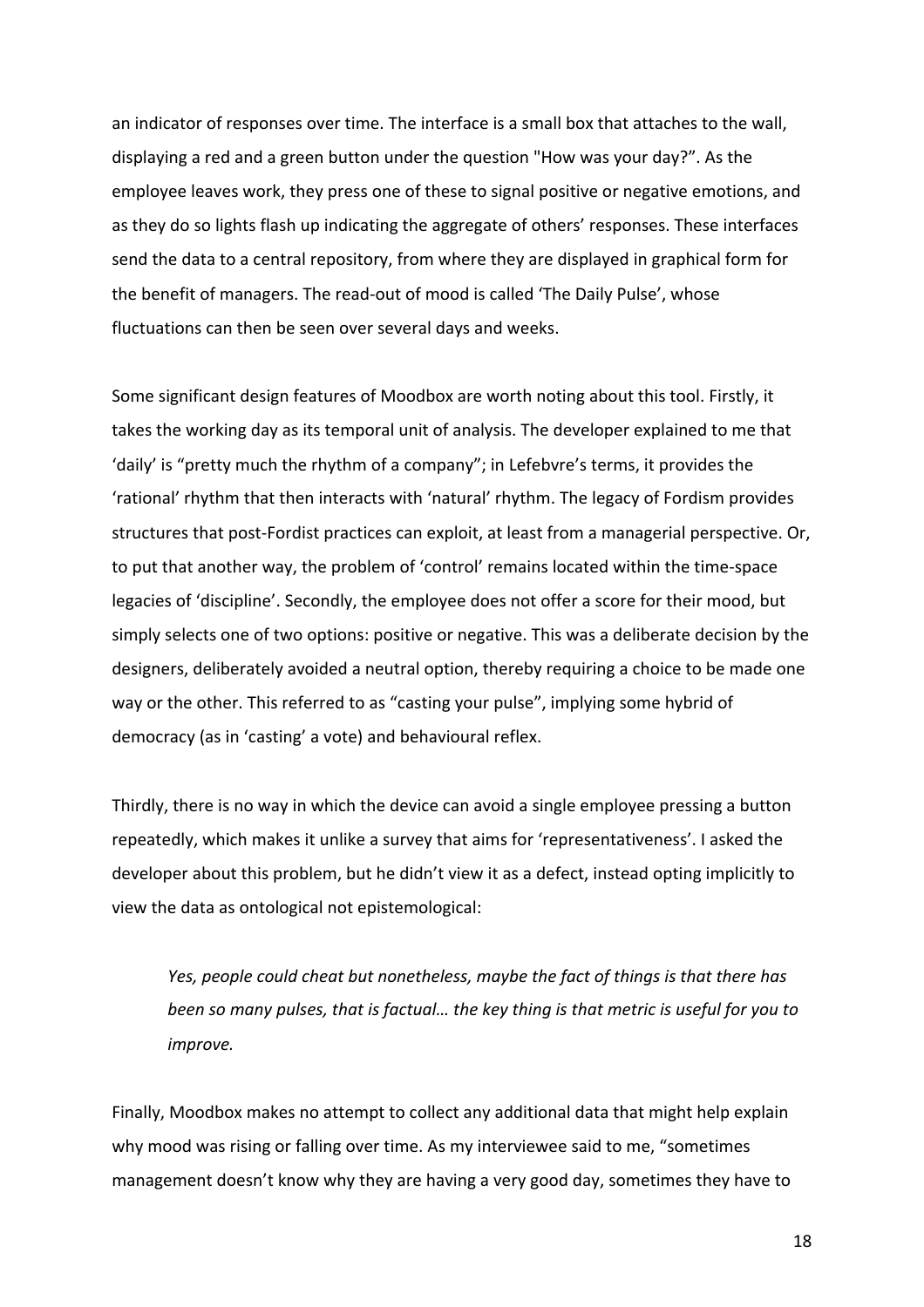an indicator of responses over time. The interface is a small box that attaches to the wall, displaying a red and a green button under the question "How was your day?". As the employee leaves work, they press one of these to signal positive or negative emotions, and as they do so lights flash up indicating the aggregate of others' responses. These interfaces send the data to a central repository, from where they are displayed in graphical form for the benefit of managers. The read-out of mood is called 'The Daily Pulse', whose fluctuations can then be seen over several days and weeks.

Some significant design features of Moodbox are worth noting about this tool. Firstly, it takes the working day as its temporal unit of analysis. The developer explained to me that 'daily' is "pretty much the rhythm of a company"; in Lefebvre's terms, it provides the 'rational' rhythm that then interacts with 'natural' rhythm. The legacy of Fordism provides structures that post-Fordist practices can exploit, at least from a managerial perspective. Or, to put that another way, the problem of 'control' remains located within the time-space legacies of 'discipline'. Secondly, the employee does not offer a score for their mood, but simply selects one of two options: positive or negative. This was a deliberate decision by the designers, deliberately avoided a neutral option, thereby requiring a choice to be made one way or the other. This referred to as "casting your pulse", implying some hybrid of democracy (as in 'casting' a vote) and behavioural reflex.

Thirdly, there is no way in which the device can avoid a single employee pressing a button repeatedly, which makes it unlike a survey that aims for 'representativeness'. I asked the developer about this problem, but he didn't view it as a defect, instead opting implicitly to view the data as ontological not epistemological:

> *Yes, people could cheat but nonetheless, maybe the fact of things is that there has been so many pulses, that is factual… the key thing is that metric is useful for you to improve.*

Finally, Moodbox makes no attempt to collect any additional data that might help explain why mood was rising or falling over time. As my interviewee said to me, "sometimes management doesn't know why they are having a very good day, sometimes they have to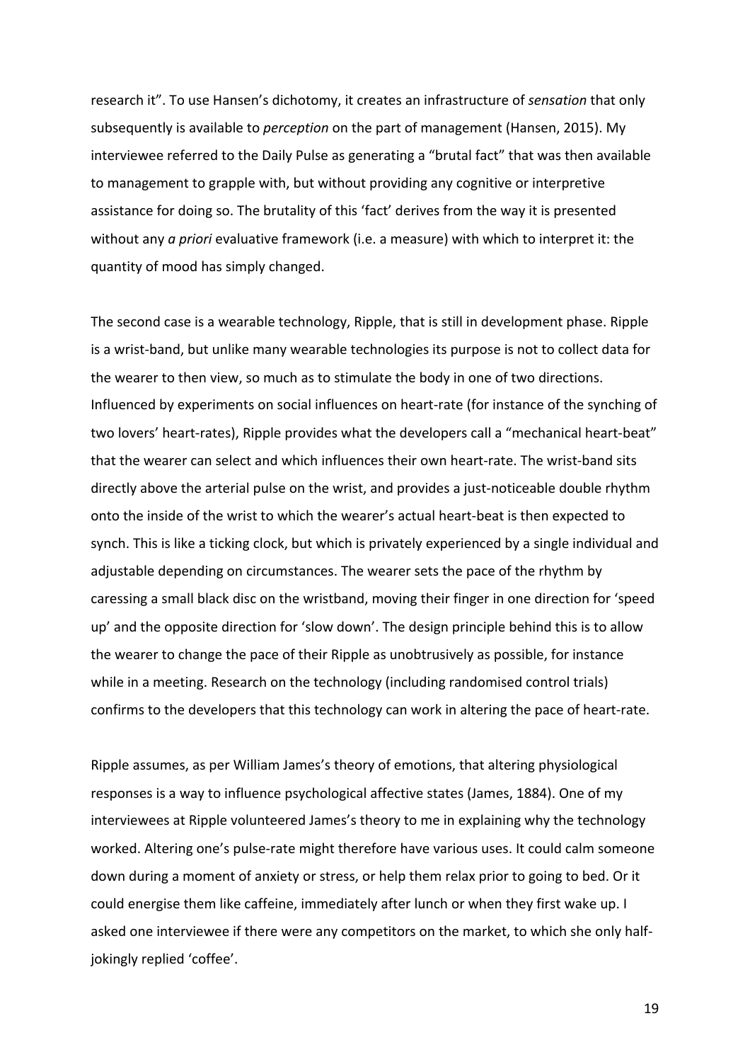research it". To use Hansen's dichotomy, it creates an infrastructure of *sensation* that only subsequently is available to *perception* on the part of management (Hansen, 2015). My interviewee referred to the Daily Pulse as generating a "brutal fact" that was then available to management to grapple with, but without providing any cognitive or interpretive assistance for doing so. The brutality of this 'fact' derives from the way it is presented without any *a priori* evaluative framework (i.e. a measure) with which to interpret it: the quantity of mood has simply changed.

The second case is a wearable technology, Ripple, that is still in development phase. Ripple is a wrist-band, but unlike many wearable technologies its purpose is not to collect data for the wearer to then view, so much as to stimulate the body in one of two directions. Influenced by experiments on social influences on heart-rate (for instance of the synching of two lovers' heart-rates), Ripple provides what the developers call a "mechanical heart-beat" that the wearer can select and which influences their own heart-rate. The wrist-band sits directly above the arterial pulse on the wrist, and provides a just-noticeable double rhythm onto the inside of the wrist to which the wearer's actual heart-beat is then expected to synch. This is like a ticking clock, but which is privately experienced by a single individual and adjustable depending on circumstances. The wearer sets the pace of the rhythm by caressing a small black disc on the wristband, moving their finger in one direction for 'speed up' and the opposite direction for 'slow down'. The design principle behind this is to allow the wearer to change the pace of their Ripple as unobtrusively as possible, for instance while in a meeting. Research on the technology (including randomised control trials) confirms to the developers that this technology can work in altering the pace of heart-rate.

Ripple assumes, as per William James's theory of emotions, that altering physiological responses is a way to influence psychological affective states (James, 1884). One of my interviewees at Ripple volunteered James's theory to me in explaining why the technology worked. Altering one's pulse-rate might therefore have various uses. It could calm someone down during a moment of anxiety or stress, or help them relax prior to going to bed. Or it could energise them like caffeine, immediately after lunch or when they first wake up. I asked one interviewee if there were any competitors on the market, to which she only half-jokingly replied 'coffee'.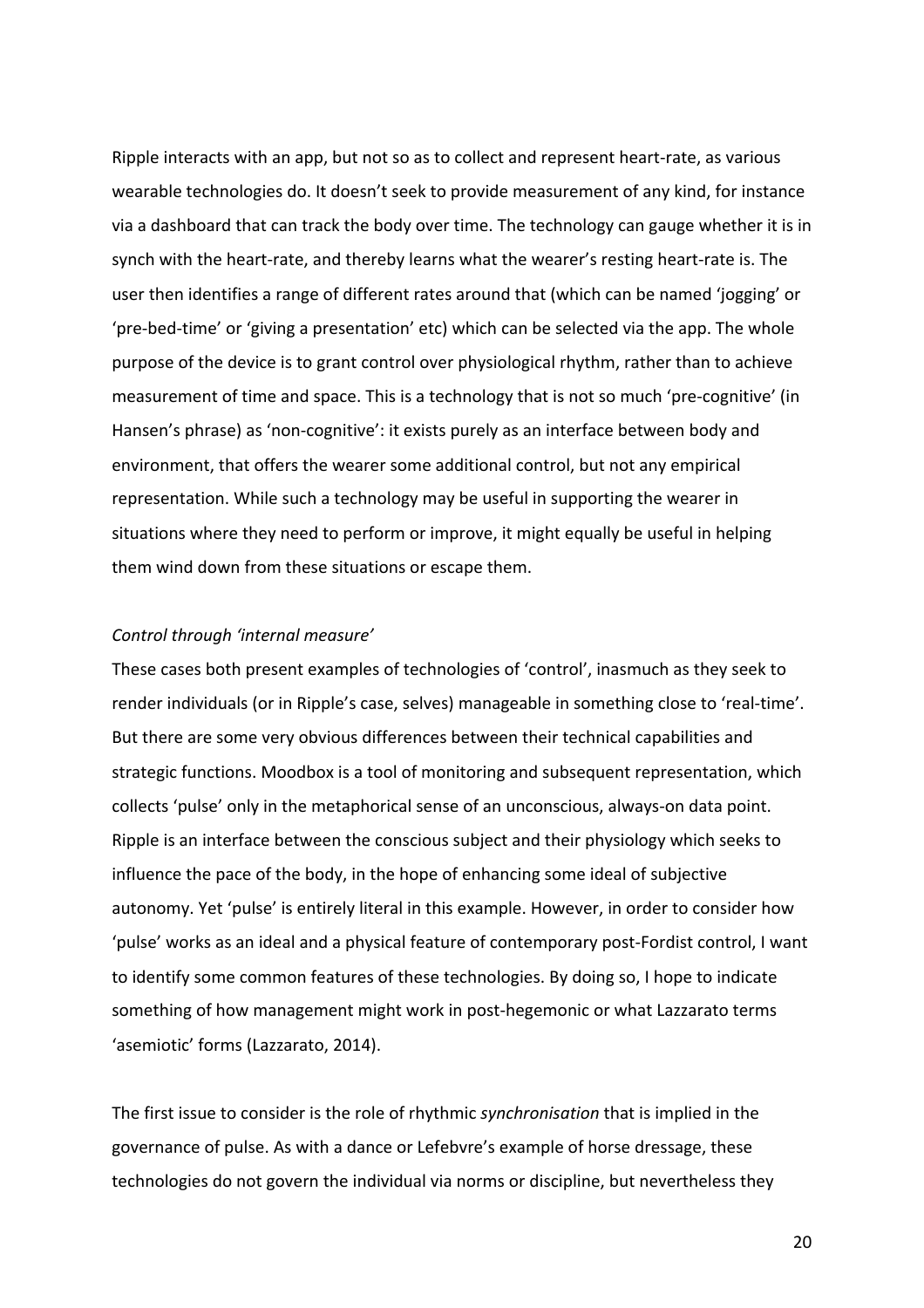Ripple interacts with an app, but not so as to collect and represent heart-rate, as various wearable technologies do. It doesn't seek to provide measurement of any kind, for instance via a dashboard that can track the body over time. The technology can gauge whether it is in synch with the heart-rate, and thereby learns what the wearer's resting heart-rate is. The user then identifies a range of different rates around that (which can be named 'jogging' or 'pre-bed-time' or 'giving a presentation' etc) which can be selected via the app. The whole purpose of the device is to grant control over physiological rhythm, rather than to achieve measurement of time and space. This is a technology that is not so much 'pre-cognitive' (in Hansen's phrase) as 'non-cognitive': it exists purely as an interface between body and environment, that offers the wearer some additional control, but not any empirical representation. While such a technology may be useful in supporting the wearer in situations where they need to perform or improve, it might equally be useful in helping them wind down from these situations or escape them.

*Control through 'internal measure'*

These cases both present examples of technologies of 'control', inasmuch as they seek to render individuals (or in Ripple's case, selves) manageable in something close to 'real-time'. But there are some very obvious differences between their technical capabilities and strategic functions. Moodbox is a tool of monitoring and subsequent representation, which collects 'pulse' only in the metaphorical sense of an unconscious, always-on data point. Ripple is an interface between the conscious subject and their physiology which seeks to influence the pace of the body, in the hope of enhancing some ideal of subjective autonomy. Yet 'pulse' is entirely literal in this example. However, in order to consider how 'pulse' works as an ideal and a physical feature of contemporary post-Fordist control, I want to identify some common features of these technologies. By doing so, I hope to indicate something of how management might work in post-hegemonic or what Lazzarato terms 'asemiotic' forms (Lazzarato, 2014).

The first issue to consider is the role of rhythmic *synchronisation* that is implied in the governance of pulse. As with a dance or Lefebvre's example of horse dressage, these technologies do not govern the individual via norms or discipline, but nevertheless they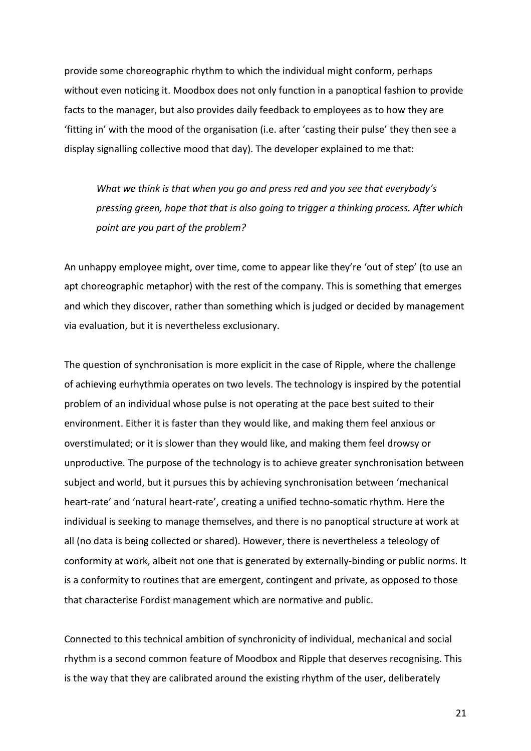provide some choreographic rhythm to which the individual might conform, perhaps without even noticing it. Moodbox does not only function in a panoptical fashion to provide facts to the manager, but also provides daily feedback to employees as to how they are 'fitting in' with the mood of the organisation (i.e. after 'casting their pulse' they then see a display signalling collective mood that day). The developer explained to me that:

> *What we think is that when you go and press red and you see that everybody's pressing green, hope that that is also going to trigger a thinking process. After which point are you part of the problem?*

An unhappy employee might, over time, come to appear like they're 'out of step' (to use an apt choreographic metaphor) with the rest of the company. This is something that emerges and which they discover, rather than something which is judged or decided by management via evaluation, but it is nevertheless exclusionary.

The question of synchronisation is more explicit in the case of Ripple, where the challenge of achieving eurhythmia operates on two levels. The technology is inspired by the potential problem of an individual whose pulse is not operating at the pace best suited to their environment. Either it is faster than they would like, and making them feel anxious or overstimulated; or it is slower than they would like, and making them feel drowsy or unproductive. The purpose of the technology is to achieve greater synchronisation between subject and world, but it pursues this by achieving synchronisation between 'mechanical heart-rate' and 'natural heart-rate', creating a unified techno-somatic rhythm. Here the individual is seeking to manage themselves, and there is no panoptical structure at work at all (no data is being collected or shared). However, there is nevertheless a teleology of conformity at work, albeit not one that is generated by externally-binding or public norms. It is a conformity to routines that are emergent, contingent and private, as opposed to those that characterise Fordist management which are normative and public.

Connected to this technical ambition of synchronicity of individual, mechanical and social rhythm is a second common feature of Moodbox and Ripple that deserves recognising. This is the way that they are calibrated around the existing rhythm of the user, deliberately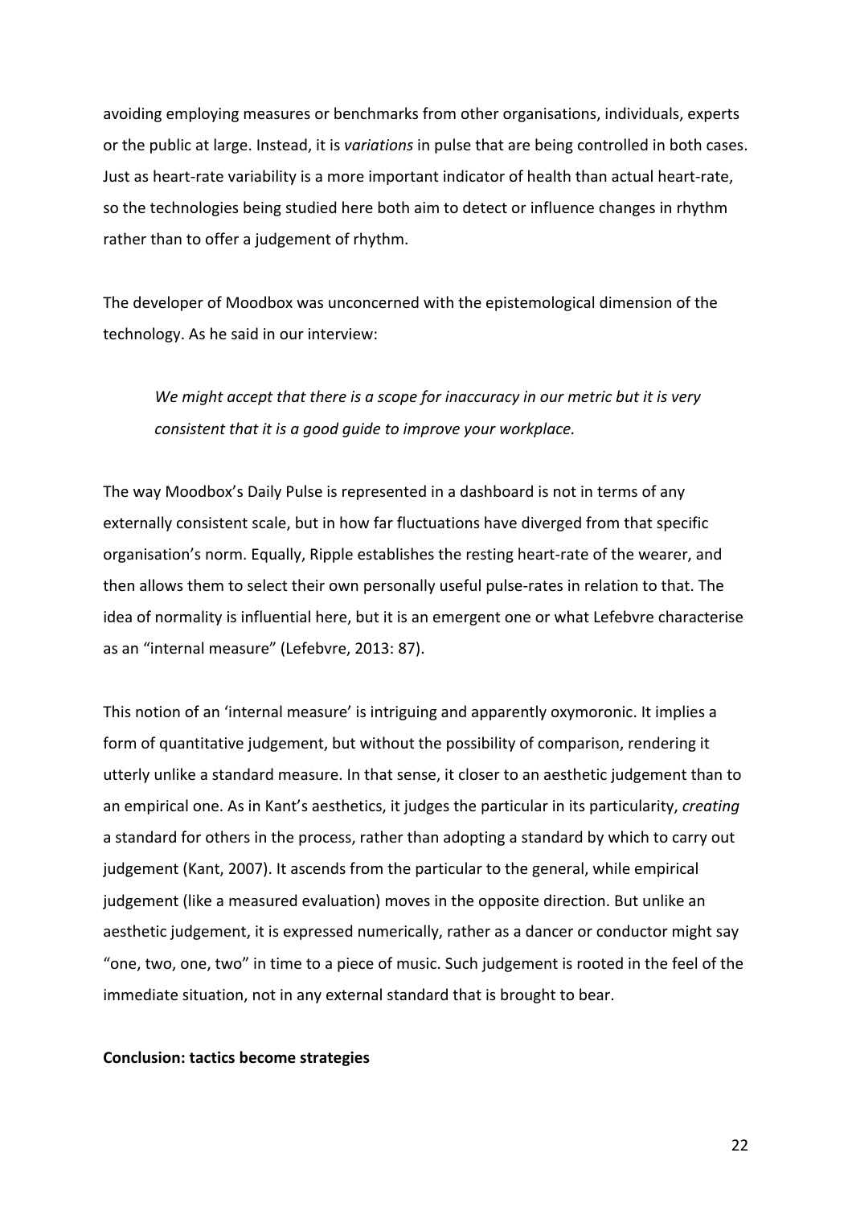avoiding employing measures or benchmarks from other organisations, individuals, experts or the public at large. Instead, it is *variations* in pulse that are being controlled in both cases. Just as heart-rate variability is a more important indicator of health than actual heart-rate, so the technologies being studied here both aim to detect or influence changes in rhythm rather than to offer a judgement of rhythm.

The developer of Moodbox was unconcerned with the epistemological dimension of the technology. As he said in our interview:

> *We might accept that there is a scope for inaccuracy in our metric but it is very consistent that it is a good guide to improve your workplace.*

The way Moodbox's Daily Pulse is represented in a dashboard is not in terms of any externally consistent scale, but in how far fluctuations have diverged from that specific organisation's norm. Equally, Ripple establishes the resting heart-rate of the wearer, and then allows them to select their own personally useful pulse-rates in relation to that. The idea of normality is influential here, but it is an emergent one or what Lefebvre characterise as an "internal measure" (Lefebvre, 2013: 87).

This notion of an 'internal measure' is intriguing and apparently oxymoronic. It implies a form of quantitative judgement, but without the possibility of comparison, rendering it utterly unlike a standard measure. In that sense, it closer to an aesthetic judgement than to an empirical one. As in Kant's aesthetics, it judges the particular in its particularity, *creating* a standard for others in the process, rather than adopting a standard by which to carry out judgement (Kant, 2007). It ascends from the particular to the general, while empirical judgement (like a measured evaluation) moves in the opposite direction. But unlike an aesthetic judgement, it is expressed numerically, rather as a dancer or conductor might say "one, two, one, two" in time to a piece of music. Such judgement is rooted in the feel of the immediate situation, not in any external standard that is brought to bear.

**Conclusion: tactics become strategies**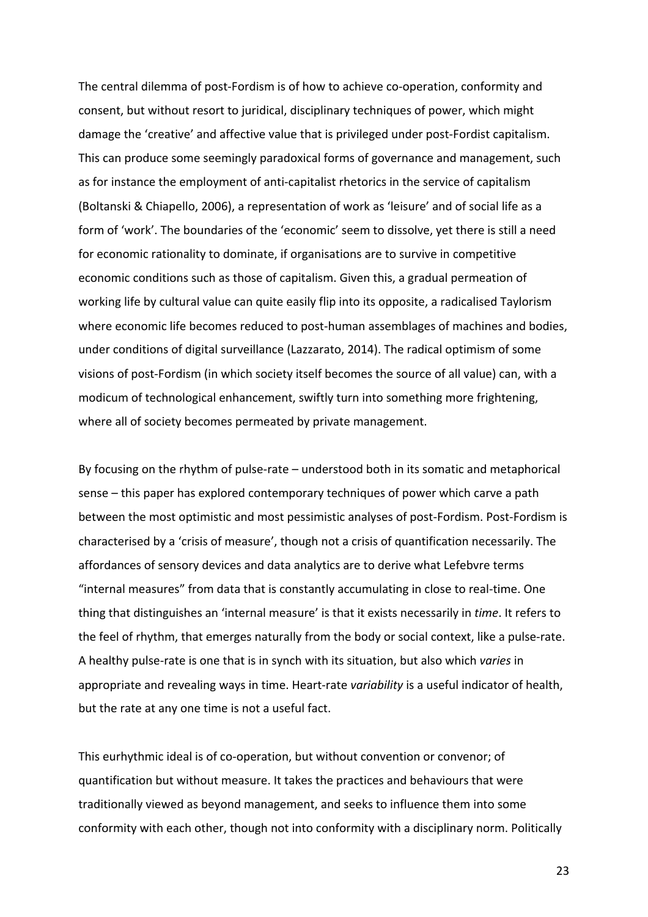The central dilemma of post-Fordism is of how to achieve co-operation, conformity and consent, but without resort to juridical, disciplinary techniques of power, which might damage the 'creative' and affective value that is privileged under post-Fordist capitalism. This can produce some seemingly paradoxical forms of governance and management, such as for instance the employment of anti-capitalist rhetorics in the service of capitalism (Boltanski & Chiapello, 2006), a representation of work as 'leisure' and of social life as a form of 'work'. The boundaries of the 'economic' seem to dissolve, yet there is still a need for economic rationality to dominate, if organisations are to survive in competitive economic conditions such as those of capitalism. Given this, a gradual permeation of working life by cultural value can quite easily flip into its opposite, a radicalised Taylorism where economic life becomes reduced to post-human assemblages of machines and bodies, under conditions of digital surveillance (Lazzarato, 2014). The radical optimism of some visions of post-Fordism (in which society itself becomes the source of all value) can, with a modicum of technological enhancement, swiftly turn into something more frightening, where all of society becomes permeated by private management.

By focusing on the rhythm of pulse-rate – understood both in its somatic and metaphorical sense – this paper has explored contemporary techniques of power which carve a path between the most optimistic and most pessimistic analyses of post-Fordism. Post-Fordism is characterised by a 'crisis of measure', though not a crisis of quantification necessarily. The affordances of sensory devices and data analytics are to derive what Lefebvre terms "internal measures" from data that is constantly accumulating in close to real-time. One thing that distinguishes an 'internal measure' is that it exists necessarily in *time*. It refers to the feel of rhythm, that emerges naturally from the body or social context, like a pulse-rate. A healthy pulse-rate is one that is in synch with its situation, but also which *varies* in appropriate and revealing ways in time. Heart-rate *variability* is a useful indicator of health, but the rate at any one time is not a useful fact.

This eurhythmic ideal is of co-operation, but without convention or convenor; of quantification but without measure. It takes the practices and behaviours that were traditionally viewed as beyond management, and seeks to influence them into some conformity with each other, though not into conformity with a disciplinary norm. Politically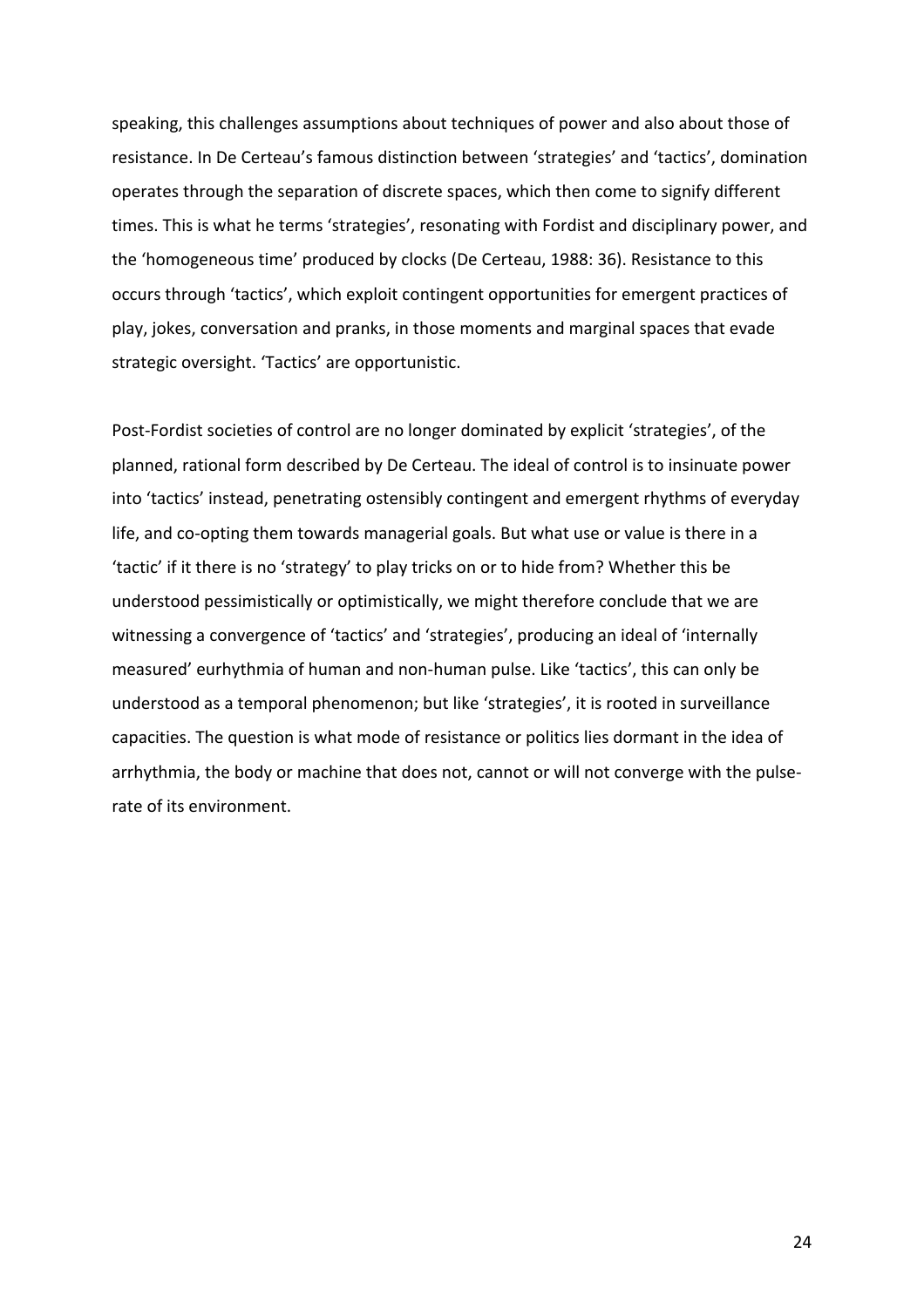speaking, this challenges assumptions about techniques of power and also about those of resistance. In De Certeau's famous distinction between 'strategies' and 'tactics', domination operates through the separation of discrete spaces, which then come to signify different times. This is what he terms 'strategies', resonating with Fordist and disciplinary power, and the 'homogeneous time' produced by clocks (De Certeau, 1988: 36). Resistance to this occurs through 'tactics', which exploit contingent opportunities for emergent practices of play, jokes, conversation and pranks, in those moments and marginal spaces that evade strategic oversight. 'Tactics' are opportunistic.

Post-Fordist societies of control are no longer dominated by explicit 'strategies', of the planned, rational form described by De Certeau. The ideal of control is to insinuate power into 'tactics' instead, penetrating ostensibly contingent and emergent rhythms of everyday life, and co-opting them towards managerial goals. But what use or value is there in a 'tactic' if it there is no 'strategy' to play tricks on or to hide from? Whether this be understood pessimistically or optimistically, we might therefore conclude that we are witnessing a convergence of 'tactics' and 'strategies', producing an ideal of 'internally measured' eurhythmia of human and non-human pulse. Like 'tactics', this can only be understood as a temporal phenomenon; but like 'strategies', it is rooted in surveillance capacities. The question is what mode of resistance or politics lies dormant in the idea of arrhythmia, the body or machine that does not, cannot or will not converge with the pulse-rate of its environment.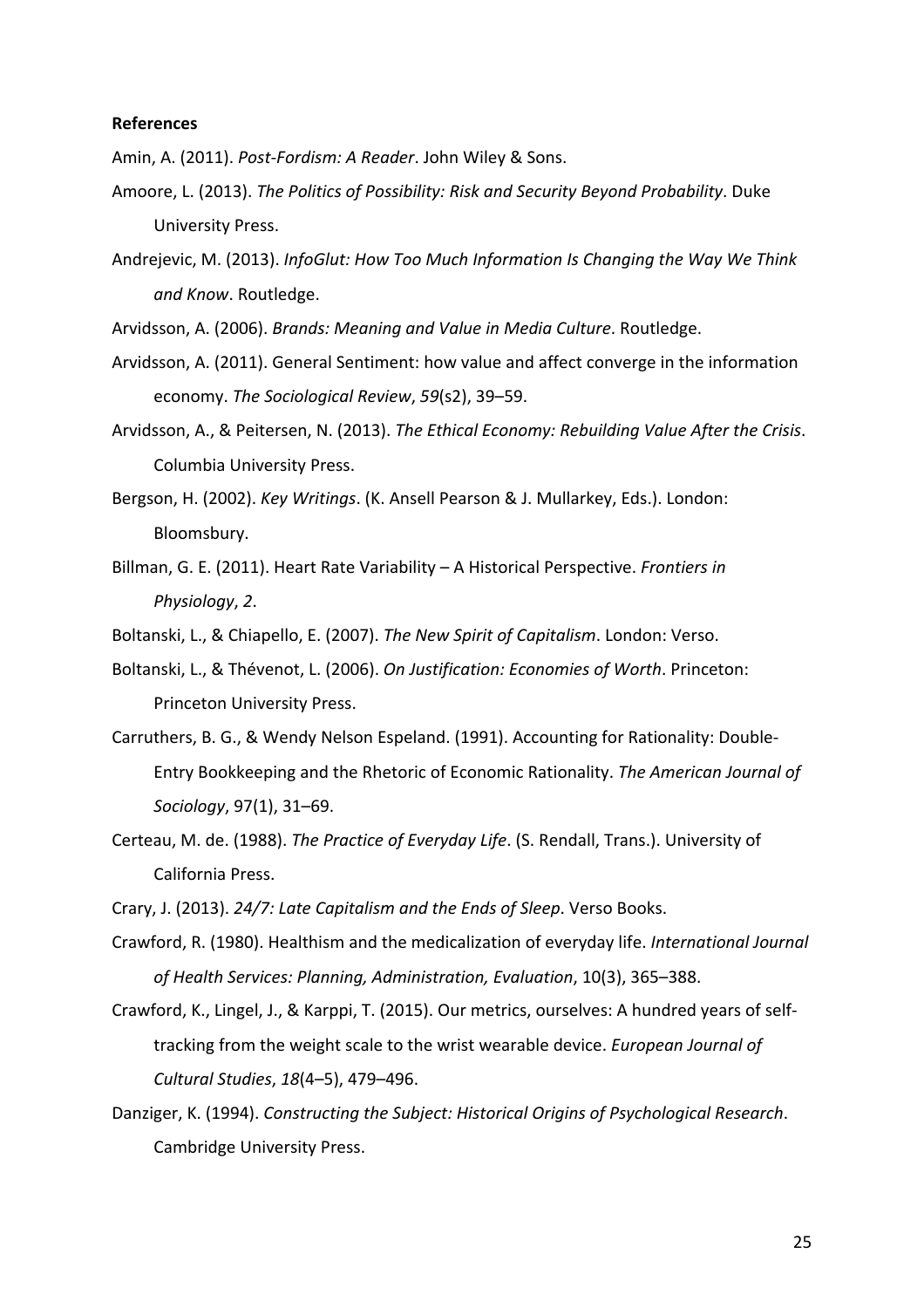**References**

Amin, A. (2011). *Post-Fordism: A Reader*. John Wiley & Sons.

Amoore, L. (2013). *The Politics of Possibility: Risk and Security Beyond Probability*. Duke University Press.

Andrejevic, M. (2013). *InfoGlut: How Too Much Information Is Changing the Way We Think and Know*. Routledge.

Arvidsson, A. (2006). *Brands: Meaning and Value in Media Culture*. Routledge.

Arvidsson, A. (2011). General Sentiment: how value and affect converge in the information economy. *The Sociological Review*, *59*(s2), 39–59.

Arvidsson, A., & Peitersen, N. (2013). *The Ethical Economy: Rebuilding Value After the Crisis*. Columbia University Press.

Bergson, H. (2002). *Key Writings*. (K. Ansell Pearson & J. Mullarkey, Eds.). London: Bloomsbury.

Billman, G. E. (2011). Heart Rate Variability – A Historical Perspective. *Frontiers in Physiology*, *2*.

Boltanski, L., & Chiapello, E. (2007). *The New Spirit of Capitalism*. London: Verso.

Boltanski, L., & Thévenot, L. (2006). *On Justification: Economies of Worth*. Princeton: Princeton University Press.

Carruthers, B. G., & Wendy Nelson Espeland. (1991). Accounting for Rationality: Double-Entry Bookkeeping and the Rhetoric of Economic Rationality. *The American Journal of Sociology*, 97(1), 31–69.

Certeau, M. de. (1988). *The Practice of Everyday Life*. (S. Rendall, Trans.). University of California Press.

Crary, J. (2013). *24/7: Late Capitalism and the Ends of Sleep*. Verso Books.

Crawford, R. (1980). Healthism and the medicalization of everyday life. *International Journal of Health Services: Planning, Administration, Evaluation*, 10(3), 365–388.

Crawford, K., Lingel, J., & Karppi, T. (2015). Our metrics, ourselves: A hundred years of self-tracking from the weight scale to the wrist wearable device. *European Journal of Cultural Studies*, *18*(4–5), 479–496.

Danziger, K. (1994). *Constructing the Subject: Historical Origins of Psychological Research*. Cambridge University Press.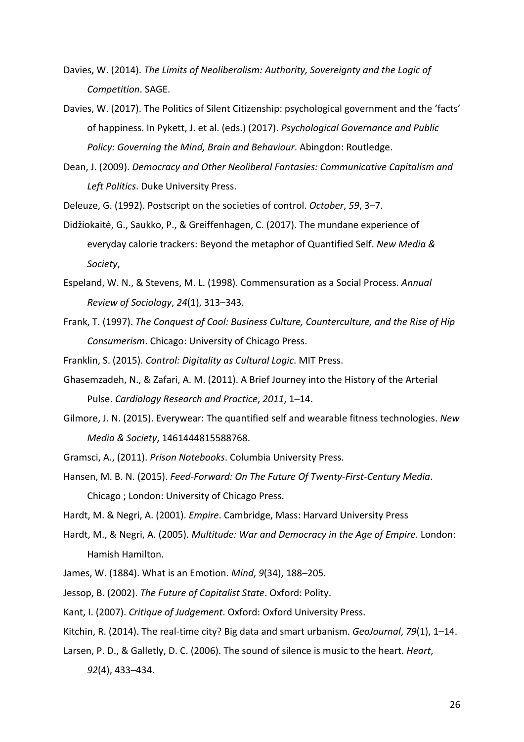Davies, W. (2014). *The Limits of Neoliberalism: Authority, Sovereignty and the Logic of Competition*. SAGE.

Davies, W. (2017). The Politics of Silent Citizenship: psychological government and the 'facts' of happiness. In Pykett, J. et al. (eds.) (2017). *Psychological Governance and Public Policy: Governing the Mind, Brain and Behaviour*. Abingdon: Routledge.

Dean, J. (2009). *Democracy and Other Neoliberal Fantasies: Communicative Capitalism and Left Politics*. Duke University Press.

Deleuze, G. (1992). Postscript on the societies of control. *October*, *59*, 3–7.

Didžiokaitė, G., Saukko, P., & Greiffenhagen, C. (2017). The mundane experience of everyday calorie trackers: Beyond the metaphor of Quantified Self. *New Media & Society*,

Espeland, W. N., & Stevens, M. L. (1998). Commensuration as a Social Process. *Annual Review of Sociology*, *24*(1), 313–343.

Frank, T. (1997). *The Conquest of Cool: Business Culture, Counterculture, and the Rise of Hip Consumerism*. Chicago: University of Chicago Press.

Franklin, S. (2015). *Control: Digitality as Cultural Logic*. MIT Press.

Ghasemzadeh, N., & Zafari, A. M. (2011). A Brief Journey into the History of the Arterial Pulse. *Cardiology Research and Practice*, *2011*, 1–14.

Gilmore, J. N. (2015). Everywear: The quantified self and wearable fitness technologies. *New Media & Society*, 1461444815588768.

Gramsci, A., (2011). *Prison Notebooks*. Columbia University Press.

Hansen, M. B. N. (2015). *Feed-Forward: On The Future Of Twenty-First-Century Media*. Chicago ; London: University of Chicago Press.

Hardt, M. & Negri, A. (2001). *Empire*. Cambridge, Mass: Harvard University Press

Hardt, M., & Negri, A. (2005). *Multitude: War and Democracy in the Age of Empire*. London: Hamish Hamilton.

James, W. (1884). What is an Emotion. *Mind*, *9*(34), 188–205.

Jessop, B. (2002). *The Future of Capitalist State*. Oxford: Polity.

Kant, I. (2007). *Critique of Judgement*. Oxford: Oxford University Press.

Kitchin, R. (2014). The real-time city? Big data and smart urbanism. *GeoJournal*, *79*(1), 1–14.

Larsen, P. D., & Galletly, D. C. (2006). The sound of silence is music to the heart. *Heart*, *92*(4), 433–434.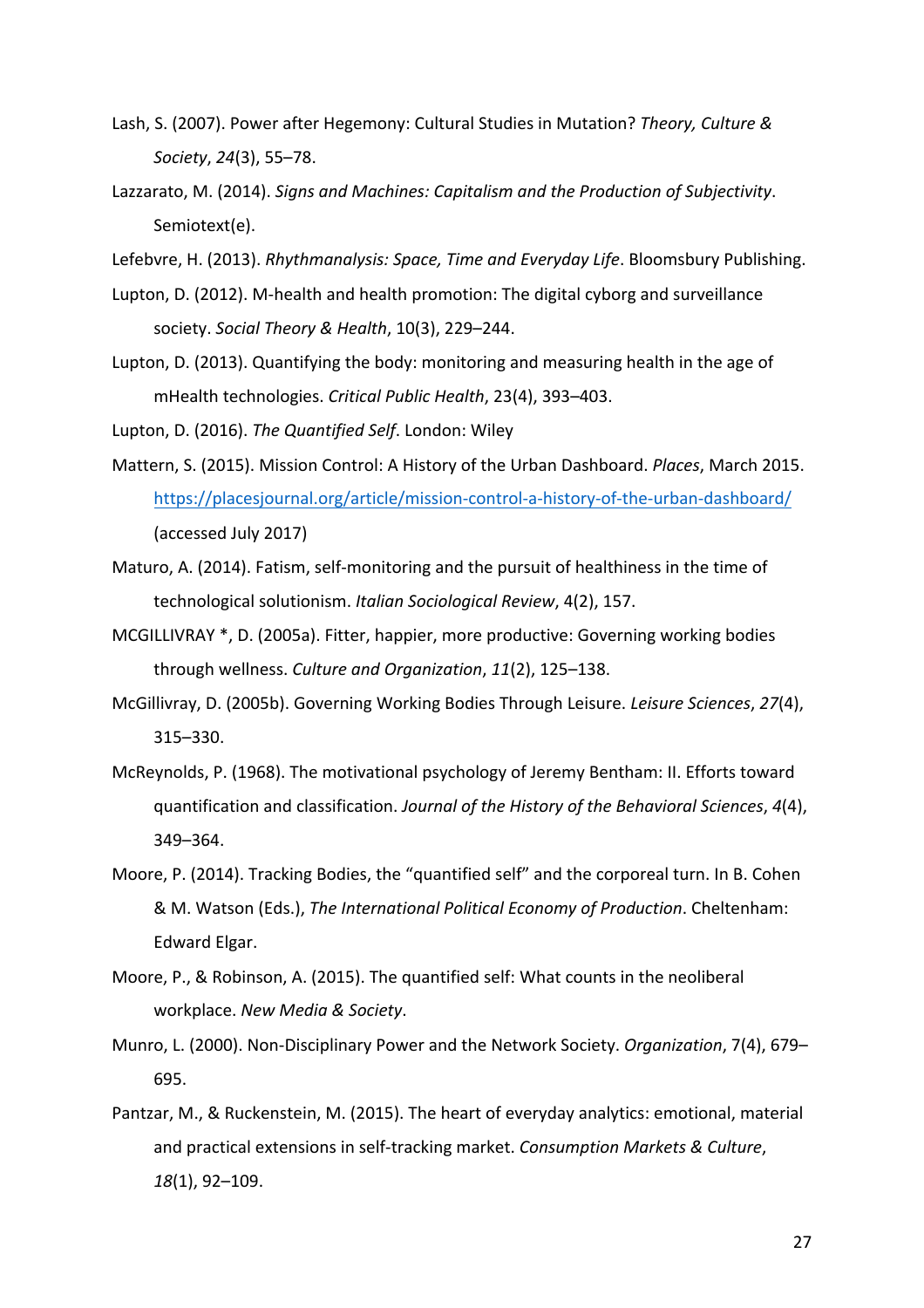Lash, S. (2007). Power after Hegemony: Cultural Studies in Mutation? *Theory, Culture & Society*, *24*(3), 55–78.

Lazzarato, M. (2014). *Signs and Machines: Capitalism and the Production of Subjectivity*. Semiotext(e).

Lefebvre, H. (2013). *Rhythmanalysis: Space, Time and Everyday Life*. Bloomsbury Publishing.

Lupton, D. (2012). M-health and health promotion: The digital cyborg and surveillance society. *Social Theory & Health*, 10(3), 229–244.

Lupton, D. (2013). Quantifying the body: monitoring and measuring health in the age of mHealth technologies. *Critical Public Health*, 23(4), 393–403.

Lupton, D. (2016). *The Quantified Self*. London: Wiley

Mattern, S. (2015). Mission Control: A History of the Urban Dashboard. *Places*, March 2015. https://placesjournal.org/article/mission-control-a-history-of-the-urban-dashboard/ (accessed July 2017)

Maturo, A. (2014). Fatism, self-monitoring and the pursuit of healthiness in the time of technological solutionism. *Italian Sociological Review*, 4(2), 157.

MCGILLIVRAY *, D. (2005a). Fitter, happier, more productive: Governing working bodies through wellness. *Culture and Organization*, *11*(2), 125–138.

McGillivray, D. (2005b). Governing Working Bodies Through Leisure. *Leisure Sciences*, *27*(4), 315–330.

McReynolds, P. (1968). The motivational psychology of Jeremy Bentham: II. Efforts toward quantification and classification. *Journal of the History of the Behavioral Sciences*, *4*(4), 349–364.

Moore, P. (2014). Tracking Bodies, the "quantified self" and the corporeal turn. In B. Cohen & M. Watson (Eds.), *The International Political Economy of Production*. Cheltenham: Edward Elgar.

Moore, P., & Robinson, A. (2015). The quantified self: What counts in the neoliberal workplace. *New Media & Society*.

Munro, L. (2000). Non-Disciplinary Power and the Network Society. *Organization*, 7(4), 679–695.

Pantzar, M., & Ruckenstein, M. (2015). The heart of everyday analytics: emotional, material and practical extensions in self-tracking market. *Consumption Markets & Culture*, *18*(1), 92–109.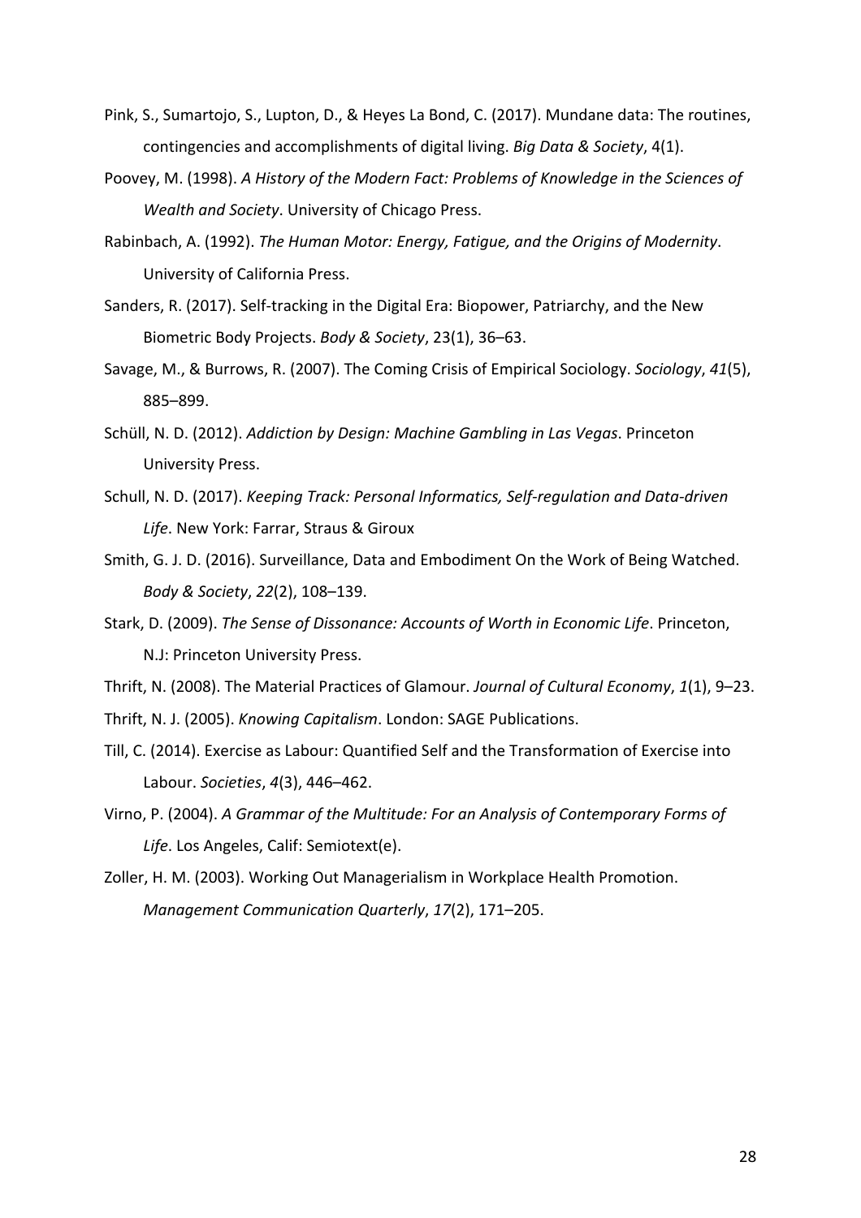Pink, S., Sumartojo, S., Lupton, D., & Heyes La Bond, C. (2017). Mundane data: The routines, contingencies and accomplishments of digital living. *Big Data & Society*, 4(1).

Poovey, M. (1998). *A History of the Modern Fact: Problems of Knowledge in the Sciences of Wealth and Society*. University of Chicago Press.

Rabinbach, A. (1992). *The Human Motor: Energy, Fatigue, and the Origins of Modernity*. University of California Press.

Sanders, R. (2017). Self-tracking in the Digital Era: Biopower, Patriarchy, and the New Biometric Body Projects. *Body & Society*, 23(1), 36–63.

Savage, M., & Burrows, R. (2007). The Coming Crisis of Empirical Sociology. *Sociology*, *41*(5), 885–899.

Schüll, N. D. (2012). *Addiction by Design: Machine Gambling in Las Vegas*. Princeton University Press.

Schull, N. D. (2017). *Keeping Track: Personal Informatics, Self-regulation and Data-driven Life*. New York: Farrar, Straus & Giroux

Smith, G. J. D. (2016). Surveillance, Data and Embodiment On the Work of Being Watched. *Body & Society*, *22*(2), 108–139.

Stark, D. (2009). *The Sense of Dissonance: Accounts of Worth in Economic Life*. Princeton, N.J: Princeton University Press.

Thrift, N. (2008). The Material Practices of Glamour. *Journal of Cultural Economy*, *1*(1), 9–23.

Thrift, N. J. (2005). *Knowing Capitalism*. London: SAGE Publications.

Till, C. (2014). Exercise as Labour: Quantified Self and the Transformation of Exercise into Labour. *Societies*, *4*(3), 446–462.

Virno, P. (2004). *A Grammar of the Multitude: For an Analysis of Contemporary Forms of Life*. Los Angeles, Calif: Semiotext(e).

Zoller, H. M. (2003). Working Out Managerialism in Workplace Health Promotion. *Management Communication Quarterly*, *17*(2), 171–205.